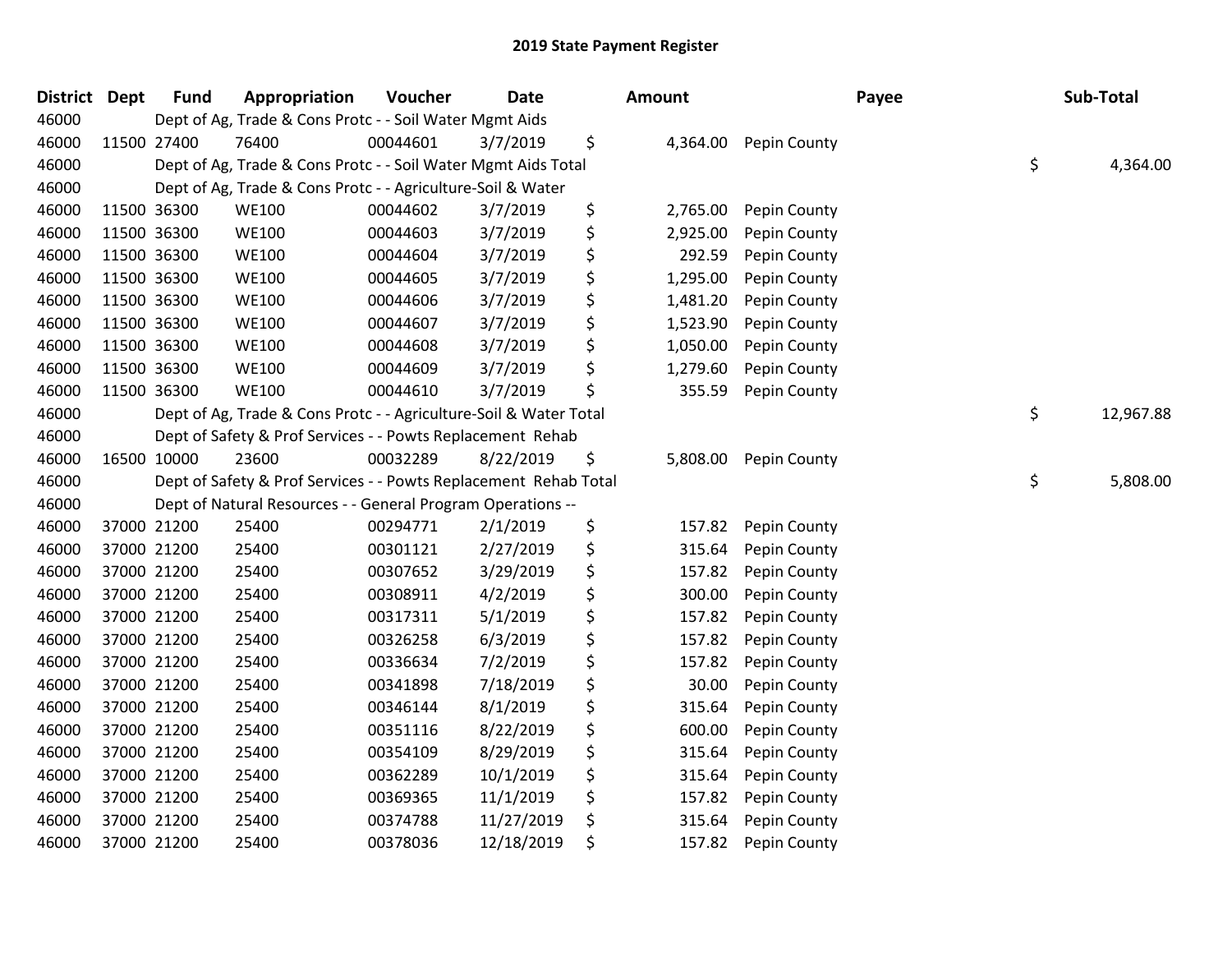# 2019 State Payment Register

| District | Dept | Fund | Appropriation | Voucher | Date | Amount | Payee | Sub-Total |
|---|---|---|---|---|---|---|---|---|
| 46000 | | Dept of Ag, Trade & Cons Protc - - Soil Water Mgmt Aids | | | | | | |
| 46000 | 11500 | 27400 | 76400 | 00044601 | 3/7/2019 | $ 4,364.00 | Pepin County | |
| 46000 | | Dept of Ag, Trade & Cons Protc - - Soil Water Mgmt Aids Total | | | | | | $ 4,364.00 |
| 46000 | | Dept of Ag, Trade & Cons Protc - - Agriculture-Soil & Water | | | | | | |
| 46000 | 11500 | 36300 | WE100 | 00044602 | 3/7/2019 | $ 2,765.00 | Pepin County | |
| 46000 | 11500 | 36300 | WE100 | 00044603 | 3/7/2019 | $ 2,925.00 | Pepin County | |
| 46000 | 11500 | 36300 | WE100 | 00044604 | 3/7/2019 | $ 292.59 | Pepin County | |
| 46000 | 11500 | 36300 | WE100 | 00044605 | 3/7/2019 | $ 1,295.00 | Pepin County | |
| 46000 | 11500 | 36300 | WE100 | 00044606 | 3/7/2019 | $ 1,481.20 | Pepin County | |
| 46000 | 11500 | 36300 | WE100 | 00044607 | 3/7/2019 | $ 1,523.90 | Pepin County | |
| 46000 | 11500 | 36300 | WE100 | 00044608 | 3/7/2019 | $ 1,050.00 | Pepin County | |
| 46000 | 11500 | 36300 | WE100 | 00044609 | 3/7/2019 | $ 1,279.60 | Pepin County | |
| 46000 | 11500 | 36300 | WE100 | 00044610 | 3/7/2019 | $ 355.59 | Pepin County | |
| 46000 | | Dept of Ag, Trade & Cons Protc - - Agriculture-Soil & Water Total | | | | | | $ 12,967.88 |
| 46000 | | Dept of Safety & Prof Services - - Powts Replacement Rehab | | | | | | |
| 46000 | 16500 | 10000 | 23600 | 00032289 | 8/22/2019 | $ 5,808.00 | Pepin County | |
| 46000 | | Dept of Safety & Prof Services - - Powts Replacement Rehab Total | | | | | | $ 5,808.00 |
| 46000 | | Dept of Natural Resources - - General Program Operations -- | | | | | | |
| 46000 | 37000 | 21200 | 25400 | 00294771 | 2/1/2019 | $ 157.82 | Pepin County | |
| 46000 | 37000 | 21200 | 25400 | 00301121 | 2/27/2019 | $ 315.64 | Pepin County | |
| 46000 | 37000 | 21200 | 25400 | 00307652 | 3/29/2019 | $ 157.82 | Pepin County | |
| 46000 | 37000 | 21200 | 25400 | 00308911 | 4/2/2019 | $ 300.00 | Pepin County | |
| 46000 | 37000 | 21200 | 25400 | 00317311 | 5/1/2019 | $ 157.82 | Pepin County | |
| 46000 | 37000 | 21200 | 25400 | 00326258 | 6/3/2019 | $ 157.82 | Pepin County | |
| 46000 | 37000 | 21200 | 25400 | 00336634 | 7/2/2019 | $ 157.82 | Pepin County | |
| 46000 | 37000 | 21200 | 25400 | 00341898 | 7/18/2019 | $ 30.00 | Pepin County | |
| 46000 | 37000 | 21200 | 25400 | 00346144 | 8/1/2019 | $ 315.64 | Pepin County | |
| 46000 | 37000 | 21200 | 25400 | 00351116 | 8/22/2019 | $ 600.00 | Pepin County | |
| 46000 | 37000 | 21200 | 25400 | 00354109 | 8/29/2019 | $ 315.64 | Pepin County | |
| 46000 | 37000 | 21200 | 25400 | 00362289 | 10/1/2019 | $ 315.64 | Pepin County | |
| 46000 | 37000 | 21200 | 25400 | 00369365 | 11/1/2019 | $ 157.82 | Pepin County | |
| 46000 | 37000 | 21200 | 25400 | 00374788 | 11/27/2019 | $ 315.64 | Pepin County | |
| 46000 | 37000 | 21200 | 25400 | 00378036 | 12/18/2019 | $ 157.82 | Pepin County | |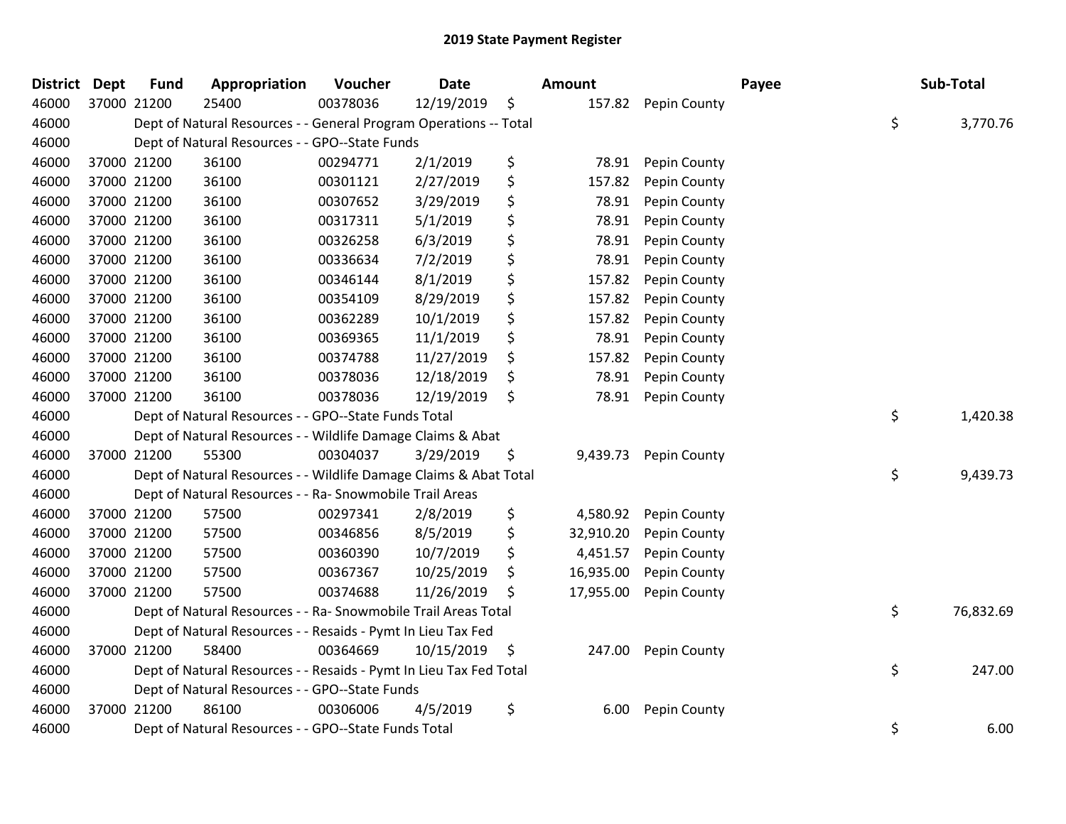## 2019 State Payment Register

| District | Dept | Fund | Appropriation | Voucher | Date | Amount | Payee | Sub-Total |
|---|---|---|---|---|---|---|---|---|
| 46000 | 37000 | 21200 | 25400 | 00378036 | 12/19/2019 | $ 157.82 | Pepin County | |
| 46000 | | Dept of Natural Resources - - General Program Operations -- Total | | | | | | $ 3,770.76 |
| 46000 | | Dept of Natural Resources - - GPO--State Funds | | | | | | |
| 46000 | 37000 | 21200 | 36100 | 00294771 | 2/1/2019 | $ 78.91 | Pepin County | |
| 46000 | 37000 | 21200 | 36100 | 00301121 | 2/27/2019 | $ 157.82 | Pepin County | |
| 46000 | 37000 | 21200 | 36100 | 00307652 | 3/29/2019 | $ 78.91 | Pepin County | |
| 46000 | 37000 | 21200 | 36100 | 00317311 | 5/1/2019 | $ 78.91 | Pepin County | |
| 46000 | 37000 | 21200 | 36100 | 00326258 | 6/3/2019 | $ 78.91 | Pepin County | |
| 46000 | 37000 | 21200 | 36100 | 00336634 | 7/2/2019 | $ 78.91 | Pepin County | |
| 46000 | 37000 | 21200 | 36100 | 00346144 | 8/1/2019 | $ 157.82 | Pepin County | |
| 46000 | 37000 | 21200 | 36100 | 00354109 | 8/29/2019 | $ 157.82 | Pepin County | |
| 46000 | 37000 | 21200 | 36100 | 00362289 | 10/1/2019 | $ 157.82 | Pepin County | |
| 46000 | 37000 | 21200 | 36100 | 00369365 | 11/1/2019 | $ 78.91 | Pepin County | |
| 46000 | 37000 | 21200 | 36100 | 00374788 | 11/27/2019 | $ 157.82 | Pepin County | |
| 46000 | 37000 | 21200 | 36100 | 00378036 | 12/18/2019 | $ 78.91 | Pepin County | |
| 46000 | 37000 | 21200 | 36100 | 00378036 | 12/19/2019 | $ 78.91 | Pepin County | |
| 46000 | | Dept of Natural Resources - - GPO--State Funds Total | | | | | | $ 1,420.38 |
| 46000 | | Dept of Natural Resources - - Wildlife Damage Claims & Abat | | | | | | |
| 46000 | 37000 | 21200 | 55300 | 00304037 | 3/29/2019 | $ 9,439.73 | Pepin County | |
| 46000 | | Dept of Natural Resources - - Wildlife Damage Claims & Abat Total | | | | | | $ 9,439.73 |
| 46000 | | Dept of Natural Resources - - Ra- Snowmobile Trail Areas | | | | | | |
| 46000 | 37000 | 21200 | 57500 | 00297341 | 2/8/2019 | $ 4,580.92 | Pepin County | |
| 46000 | 37000 | 21200 | 57500 | 00346856 | 8/5/2019 | $ 32,910.20 | Pepin County | |
| 46000 | 37000 | 21200 | 57500 | 00360390 | 10/7/2019 | $ 4,451.57 | Pepin County | |
| 46000 | 37000 | 21200 | 57500 | 00367367 | 10/25/2019 | $ 16,935.00 | Pepin County | |
| 46000 | 37000 | 21200 | 57500 | 00374688 | 11/26/2019 | $ 17,955.00 | Pepin County | |
| 46000 | | Dept of Natural Resources - - Ra- Snowmobile Trail Areas Total | | | | | | $ 76,832.69 |
| 46000 | | Dept of Natural Resources - - Resaids - Pymt In Lieu Tax Fed | | | | | | |
| 46000 | 37000 | 21200 | 58400 | 00364669 | 10/15/2019 | $ 247.00 | Pepin County | |
| 46000 | | Dept of Natural Resources - - Resaids - Pymt In Lieu Tax Fed Total | | | | | | $ 247.00 |
| 46000 | | Dept of Natural Resources - - GPO--State Funds | | | | | | |
| 46000 | 37000 | 21200 | 86100 | 00306006 | 4/5/2019 | $ 6.00 | Pepin County | |
| 46000 | | Dept of Natural Resources - - GPO--State Funds Total | | | | | | $ 6.00 |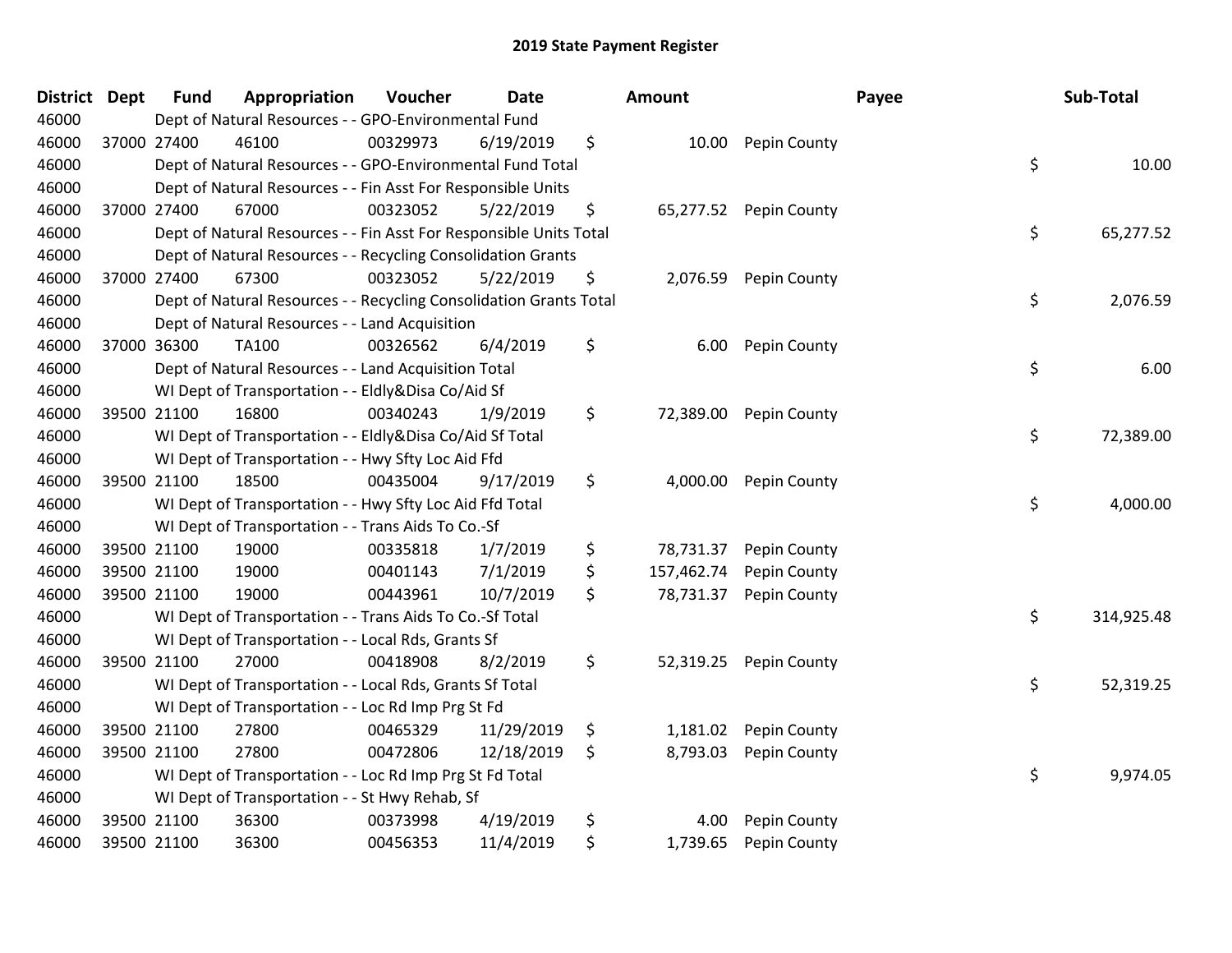## 2019 State Payment Register

| District | Dept | Fund | Appropriation | Voucher | Date | Amount | Payee | Sub-Total |
|---|---|---|---|---|---|---|---|---|
| 46000 | | | Dept of Natural Resources - - GPO-Environmental Fund | | | | | |
| 46000 | 37000 | 27400 | 46100 | 00329973 | 6/19/2019 | $ 10.00 | Pepin County | |
| 46000 | | | Dept of Natural Resources - - GPO-Environmental Fund Total | | | | | $ 10.00 |
| 46000 | | | Dept of Natural Resources - - Fin Asst For Responsible Units | | | | | |
| 46000 | 37000 | 27400 | 67000 | 00323052 | 5/22/2019 | $ 65,277.52 | Pepin County | |
| 46000 | | | Dept of Natural Resources - - Fin Asst For Responsible Units Total | | | | | $ 65,277.52 |
| 46000 | | | Dept of Natural Resources - - Recycling Consolidation Grants | | | | | |
| 46000 | 37000 | 27400 | 67300 | 00323052 | 5/22/2019 | $ 2,076.59 | Pepin County | |
| 46000 | | | Dept of Natural Resources - - Recycling Consolidation Grants Total | | | | | $ 2,076.59 |
| 46000 | | | Dept of Natural Resources - - Land Acquisition | | | | | |
| 46000 | 37000 | 36300 | TA100 | 00326562 | 6/4/2019 | $ 6.00 | Pepin County | |
| 46000 | | | Dept of Natural Resources - - Land Acquisition Total | | | | | $ 6.00 |
| 46000 | | | WI Dept of Transportation - - Eldly&Disa Co/Aid Sf | | | | | |
| 46000 | 39500 | 21100 | 16800 | 00340243 | 1/9/2019 | $ 72,389.00 | Pepin County | |
| 46000 | | | WI Dept of Transportation - - Eldly&Disa Co/Aid Sf Total | | | | | $ 72,389.00 |
| 46000 | | | WI Dept of Transportation - - Hwy Sfty Loc Aid Ffd | | | | | |
| 46000 | 39500 | 21100 | 18500 | 00435004 | 9/17/2019 | $ 4,000.00 | Pepin County | |
| 46000 | | | WI Dept of Transportation - - Hwy Sfty Loc Aid Ffd Total | | | | | $ 4,000.00 |
| 46000 | | | WI Dept of Transportation - - Trans Aids To Co.-Sf | | | | | |
| 46000 | 39500 | 21100 | 19000 | 00335818 | 1/7/2019 | $ 78,731.37 | Pepin County | |
| 46000 | 39500 | 21100 | 19000 | 00401143 | 7/1/2019 | $ 157,462.74 | Pepin County | |
| 46000 | 39500 | 21100 | 19000 | 00443961 | 10/7/2019 | $ 78,731.37 | Pepin County | |
| 46000 | | | WI Dept of Transportation - - Trans Aids To Co.-Sf Total | | | | | $ 314,925.48 |
| 46000 | | | WI Dept of Transportation - - Local Rds, Grants Sf | | | | | |
| 46000 | 39500 | 21100 | 27000 | 00418908 | 8/2/2019 | $ 52,319.25 | Pepin County | |
| 46000 | | | WI Dept of Transportation - - Local Rds, Grants Sf Total | | | | | $ 52,319.25 |
| 46000 | | | WI Dept of Transportation - - Loc Rd Imp Prg St Fd | | | | | |
| 46000 | 39500 | 21100 | 27800 | 00465329 | 11/29/2019 | $ 1,181.02 | Pepin County | |
| 46000 | 39500 | 21100 | 27800 | 00472806 | 12/18/2019 | $ 8,793.03 | Pepin County | |
| 46000 | | | WI Dept of Transportation - - Loc Rd Imp Prg St Fd Total | | | | | $ 9,974.05 |
| 46000 | | | WI Dept of Transportation - - St Hwy Rehab, Sf | | | | | |
| 46000 | 39500 | 21100 | 36300 | 00373998 | 4/19/2019 | $ 4.00 | Pepin County | |
| 46000 | 39500 | 21100 | 36300 | 00456353 | 11/4/2019 | $ 1,739.65 | Pepin County | |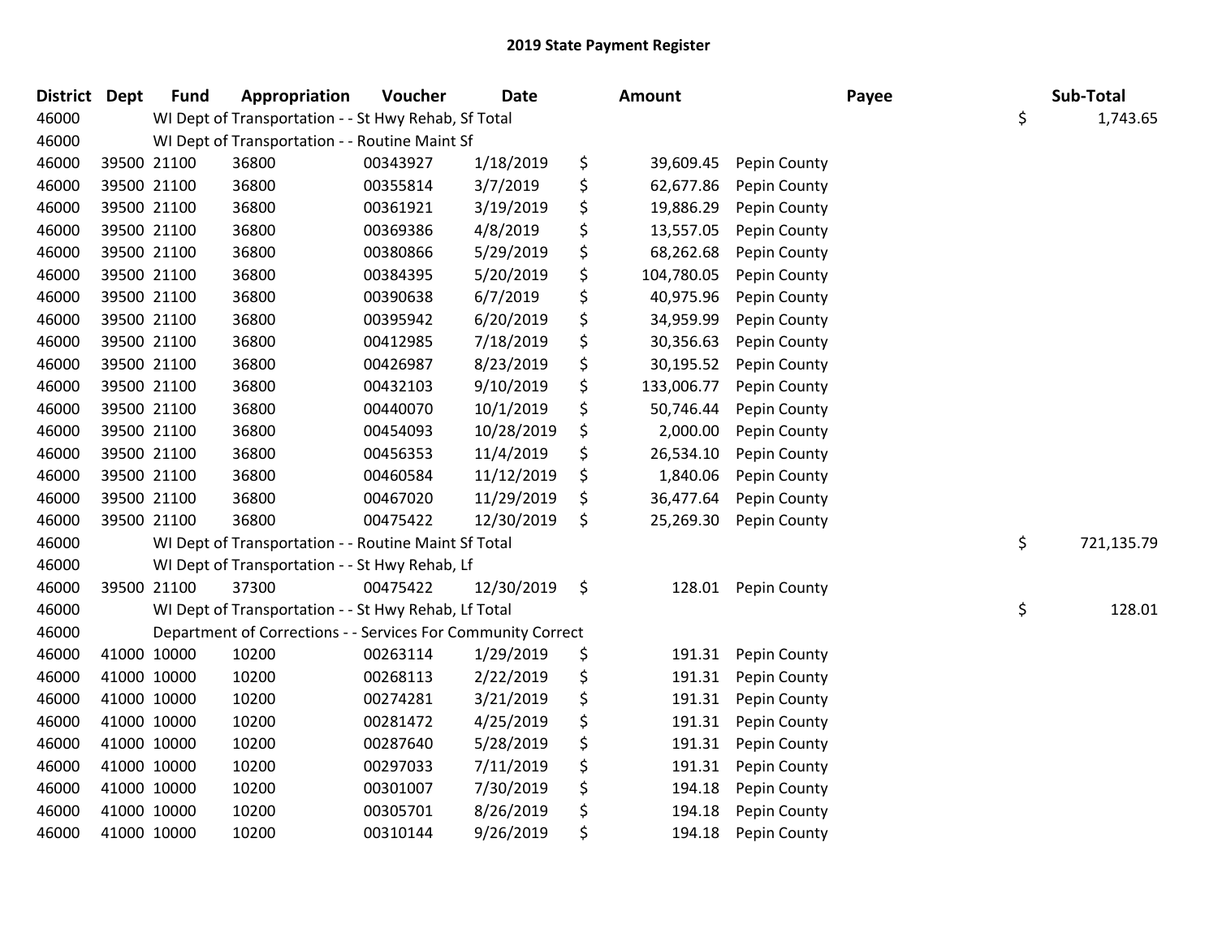# 2019 State Payment Register

| District | Dept | Fund | Appropriation | Voucher | Date | Amount | Payee | Sub-Total |
|---|---|---|---|---|---|---|---|---|
| 46000 | | WI Dept of Transportation - - St Hwy Rehab, Sf Total | | | | | | $ 1,743.65 |
| 46000 | | WI Dept of Transportation - - Routine Maint Sf | | | | | | |
| 46000 | 39500 | 21100 | 36800 | 00343927 | 1/18/2019 | $ 39,609.45 | Pepin County | |
| 46000 | 39500 | 21100 | 36800 | 00355814 | 3/7/2019 | $ 62,677.86 | Pepin County | |
| 46000 | 39500 | 21100 | 36800 | 00361921 | 3/19/2019 | $ 19,886.29 | Pepin County | |
| 46000 | 39500 | 21100 | 36800 | 00369386 | 4/8/2019 | $ 13,557.05 | Pepin County | |
| 46000 | 39500 | 21100 | 36800 | 00380866 | 5/29/2019 | $ 68,262.68 | Pepin County | |
| 46000 | 39500 | 21100 | 36800 | 00384395 | 5/20/2019 | $ 104,780.05 | Pepin County | |
| 46000 | 39500 | 21100 | 36800 | 00390638 | 6/7/2019 | $ 40,975.96 | Pepin County | |
| 46000 | 39500 | 21100 | 36800 | 00395942 | 6/20/2019 | $ 34,959.99 | Pepin County | |
| 46000 | 39500 | 21100 | 36800 | 00412985 | 7/18/2019 | $ 30,356.63 | Pepin County | |
| 46000 | 39500 | 21100 | 36800 | 00426987 | 8/23/2019 | $ 30,195.52 | Pepin County | |
| 46000 | 39500 | 21100 | 36800 | 00432103 | 9/10/2019 | $ 133,006.77 | Pepin County | |
| 46000 | 39500 | 21100 | 36800 | 00440070 | 10/1/2019 | $ 50,746.44 | Pepin County | |
| 46000 | 39500 | 21100 | 36800 | 00454093 | 10/28/2019 | $ 2,000.00 | Pepin County | |
| 46000 | 39500 | 21100 | 36800 | 00456353 | 11/4/2019 | $ 26,534.10 | Pepin County | |
| 46000 | 39500 | 21100 | 36800 | 00460584 | 11/12/2019 | $ 1,840.06 | Pepin County | |
| 46000 | 39500 | 21100 | 36800 | 00467020 | 11/29/2019 | $ 36,477.64 | Pepin County | |
| 46000 | 39500 | 21100 | 36800 | 00475422 | 12/30/2019 | $ 25,269.30 | Pepin County | |
| 46000 | | WI Dept of Transportation - - Routine Maint Sf Total | | | | | | $ 721,135.79 |
| 46000 | | WI Dept of Transportation - - St Hwy Rehab, Lf | | | | | | |
| 46000 | 39500 | 21100 | 37300 | 00475422 | 12/30/2019 | $ 128.01 | Pepin County | |
| 46000 | | WI Dept of Transportation - - St Hwy Rehab, Lf Total | | | | | | $ 128.01 |
| 46000 | | Department of Corrections - - Services For Community Correct | | | | | | |
| 46000 | 41000 | 10000 | 10200 | 00263114 | 1/29/2019 | $ 191.31 | Pepin County | |
| 46000 | 41000 | 10000 | 10200 | 00268113 | 2/22/2019 | $ 191.31 | Pepin County | |
| 46000 | 41000 | 10000 | 10200 | 00274281 | 3/21/2019 | $ 191.31 | Pepin County | |
| 46000 | 41000 | 10000 | 10200 | 00281472 | 4/25/2019 | $ 191.31 | Pepin County | |
| 46000 | 41000 | 10000 | 10200 | 00287640 | 5/28/2019 | $ 191.31 | Pepin County | |
| 46000 | 41000 | 10000 | 10200 | 00297033 | 7/11/2019 | $ 191.31 | Pepin County | |
| 46000 | 41000 | 10000 | 10200 | 00301007 | 7/30/2019 | $ 194.18 | Pepin County | |
| 46000 | 41000 | 10000 | 10200 | 00305701 | 8/26/2019 | $ 194.18 | Pepin County | |
| 46000 | 41000 | 10000 | 10200 | 00310144 | 9/26/2019 | $ 194.18 | Pepin County | |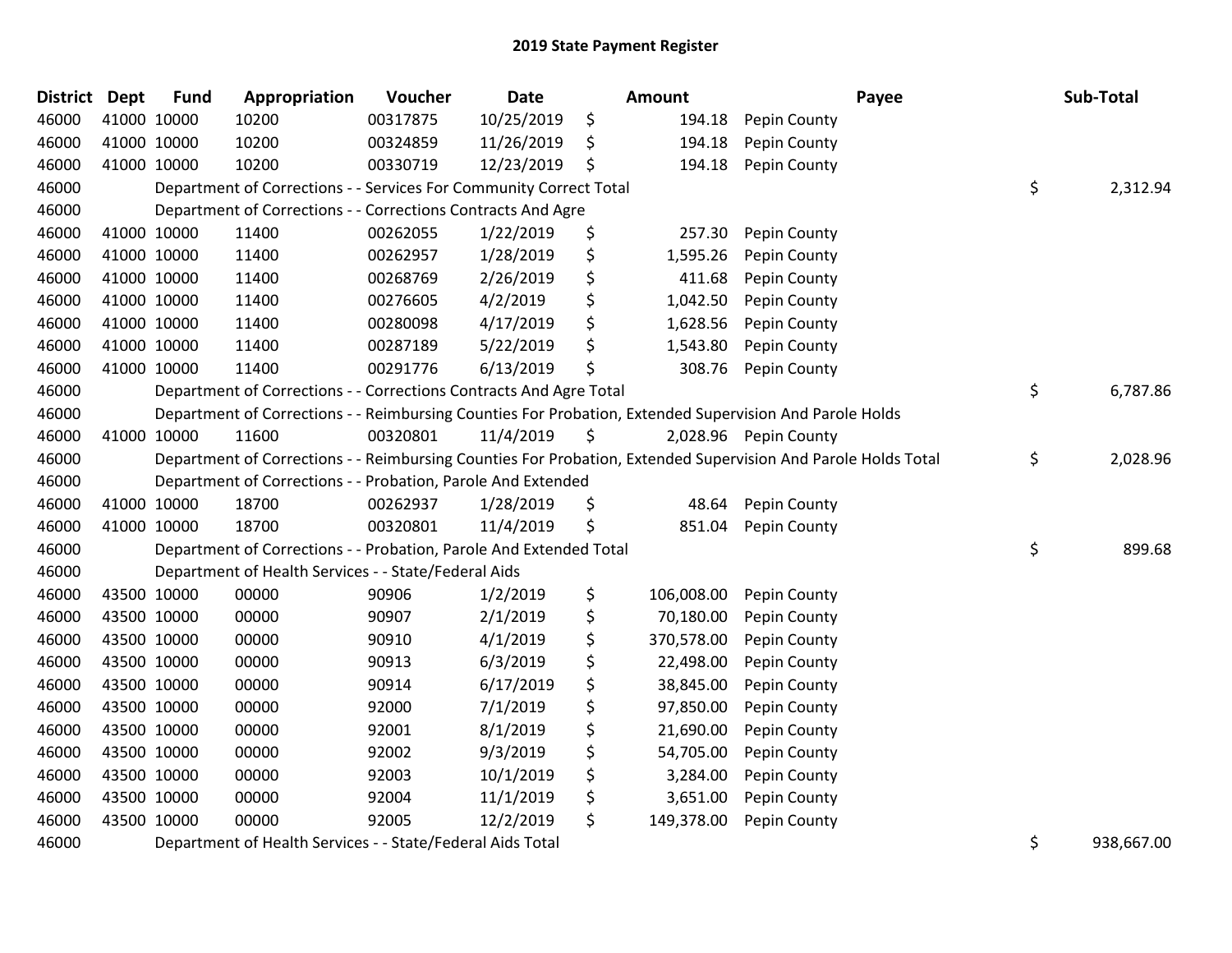# 2019 State Payment Register

| District | Dept | Fund | Appropriation | Voucher | Date | Amount | Payee | Sub-Total |
|---|---|---|---|---|---|---|---|---|
| 46000 | 41000 | 10000 | 10200 | 00317875 | 10/25/2019 | $ 194.18 | Pepin County | |
| 46000 | 41000 | 10000 | 10200 | 00324859 | 11/26/2019 | $ 194.18 | Pepin County | |
| 46000 | 41000 | 10000 | 10200 | 00330719 | 12/23/2019 | $ 194.18 | Pepin County | |
| 46000 | Department of Corrections - - Services For Community Correct Total | | | | | | | $ 2,312.94 |
| 46000 | Department of Corrections - - Corrections Contracts And Agre | | | | | | | |
| 46000 | 41000 | 10000 | 11400 | 00262055 | 1/22/2019 | $ 257.30 | Pepin County | |
| 46000 | 41000 | 10000 | 11400 | 00262957 | 1/28/2019 | $ 1,595.26 | Pepin County | |
| 46000 | 41000 | 10000 | 11400 | 00268769 | 2/26/2019 | $ 411.68 | Pepin County | |
| 46000 | 41000 | 10000 | 11400 | 00276605 | 4/2/2019 | $ 1,042.50 | Pepin County | |
| 46000 | 41000 | 10000 | 11400 | 00280098 | 4/17/2019 | $ 1,628.56 | Pepin County | |
| 46000 | 41000 | 10000 | 11400 | 00287189 | 5/22/2019 | $ 1,543.80 | Pepin County | |
| 46000 | 41000 | 10000 | 11400 | 00291776 | 6/13/2019 | $ 308.76 | Pepin County | |
| 46000 | Department of Corrections - - Corrections Contracts And Agre Total | | | | | | | $ 6,787.86 |
| 46000 | Department of Corrections - - Reimbursing Counties For Probation, Extended Supervision And Parole Holds | | | | | | | |
| 46000 | 41000 | 10000 | 11600 | 00320801 | 11/4/2019 | $ 2,028.96 | Pepin County | |
| 46000 | Department of Corrections - - Reimbursing Counties For Probation, Extended Supervision And Parole Holds Total | | | | | | | $ 2,028.96 |
| 46000 | Department of Corrections - - Probation, Parole And Extended | | | | | | | |
| 46000 | 41000 | 10000 | 18700 | 00262937 | 1/28/2019 | $ 48.64 | Pepin County | |
| 46000 | 41000 | 10000 | 18700 | 00320801 | 11/4/2019 | $ 851.04 | Pepin County | |
| 46000 | Department of Corrections - - Probation, Parole And Extended Total | | | | | | | $ 899.68 |
| 46000 | Department of Health Services - - State/Federal Aids | | | | | | | |
| 46000 | 43500 | 10000 | 00000 | 90906 | 1/2/2019 | $ 106,008.00 | Pepin County | |
| 46000 | 43500 | 10000 | 00000 | 90907 | 2/1/2019 | $ 70,180.00 | Pepin County | |
| 46000 | 43500 | 10000 | 00000 | 90910 | 4/1/2019 | $ 370,578.00 | Pepin County | |
| 46000 | 43500 | 10000 | 00000 | 90913 | 6/3/2019 | $ 22,498.00 | Pepin County | |
| 46000 | 43500 | 10000 | 00000 | 90914 | 6/17/2019 | $ 38,845.00 | Pepin County | |
| 46000 | 43500 | 10000 | 00000 | 92000 | 7/1/2019 | $ 97,850.00 | Pepin County | |
| 46000 | 43500 | 10000 | 00000 | 92001 | 8/1/2019 | $ 21,690.00 | Pepin County | |
| 46000 | 43500 | 10000 | 00000 | 92002 | 9/3/2019 | $ 54,705.00 | Pepin County | |
| 46000 | 43500 | 10000 | 00000 | 92003 | 10/1/2019 | $ 3,284.00 | Pepin County | |
| 46000 | 43500 | 10000 | 00000 | 92004 | 11/1/2019 | $ 3,651.00 | Pepin County | |
| 46000 | 43500 | 10000 | 00000 | 92005 | 12/2/2019 | $ 149,378.00 | Pepin County | |
| 46000 | Department of Health Services - - State/Federal Aids Total | | | | | | | $ 938,667.00 |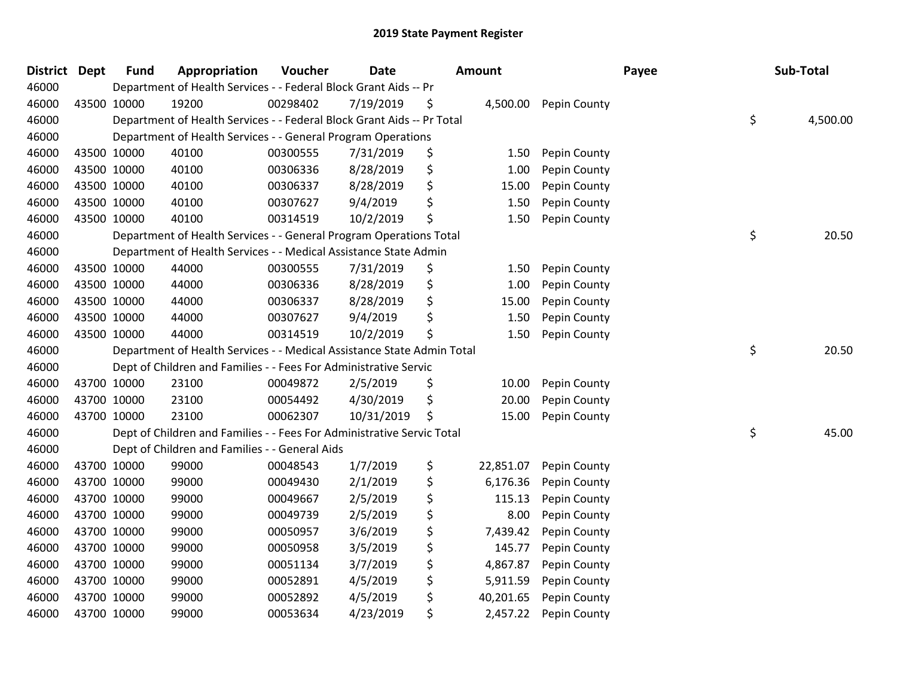## 2019 State Payment Register

| District | Dept | Fund | Appropriation | Voucher | Date | Amount | Payee | Sub-Total |
|---|---|---|---|---|---|---|---|---|
| 46000 | | Department of Health Services - - Federal Block Grant Aids -- Pr | | | | | | |
| 46000 | 43500 | 10000 | 19200 | 00298402 | 7/19/2019 | $ 4,500.00 | Pepin County | |
| 46000 | | Department of Health Services - - Federal Block Grant Aids -- Pr Total | | | | | | $ 4,500.00 |
| 46000 | | Department of Health Services - - General Program Operations | | | | | | |
| 46000 | 43500 | 10000 | 40100 | 00300555 | 7/31/2019 | $ 1.50 | Pepin County | |
| 46000 | 43500 | 10000 | 40100 | 00306336 | 8/28/2019 | $ 1.00 | Pepin County | |
| 46000 | 43500 | 10000 | 40100 | 00306337 | 8/28/2019 | $ 15.00 | Pepin County | |
| 46000 | 43500 | 10000 | 40100 | 00307627 | 9/4/2019 | $ 1.50 | Pepin County | |
| 46000 | 43500 | 10000 | 40100 | 00314519 | 10/2/2019 | $ 1.50 | Pepin County | |
| 46000 | | Department of Health Services - - General Program Operations Total | | | | | | $ 20.50 |
| 46000 | | Department of Health Services - - Medical Assistance State Admin | | | | | | |
| 46000 | 43500 | 10000 | 44000 | 00300555 | 7/31/2019 | $ 1.50 | Pepin County | |
| 46000 | 43500 | 10000 | 44000 | 00306336 | 8/28/2019 | $ 1.00 | Pepin County | |
| 46000 | 43500 | 10000 | 44000 | 00306337 | 8/28/2019 | $ 15.00 | Pepin County | |
| 46000 | 43500 | 10000 | 44000 | 00307627 | 9/4/2019 | $ 1.50 | Pepin County | |
| 46000 | 43500 | 10000 | 44000 | 00314519 | 10/2/2019 | $ 1.50 | Pepin County | |
| 46000 | | Department of Health Services - - Medical Assistance State Admin Total | | | | | | $ 20.50 |
| 46000 | | Dept of Children and Families - - Fees For Administrative Servic | | | | | | |
| 46000 | 43700 | 10000 | 23100 | 00049872 | 2/5/2019 | $ 10.00 | Pepin County | |
| 46000 | 43700 | 10000 | 23100 | 00054492 | 4/30/2019 | $ 20.00 | Pepin County | |
| 46000 | 43700 | 10000 | 23100 | 00062307 | 10/31/2019 | $ 15.00 | Pepin County | |
| 46000 | | Dept of Children and Families - - Fees For Administrative Servic Total | | | | | | $ 45.00 |
| 46000 | | Dept of Children and Families - - General Aids | | | | | | |
| 46000 | 43700 | 10000 | 99000 | 00048543 | 1/7/2019 | $ 22,851.07 | Pepin County | |
| 46000 | 43700 | 10000 | 99000 | 00049430 | 2/1/2019 | $ 6,176.36 | Pepin County | |
| 46000 | 43700 | 10000 | 99000 | 00049667 | 2/5/2019 | $ 115.13 | Pepin County | |
| 46000 | 43700 | 10000 | 99000 | 00049739 | 2/5/2019 | $ 8.00 | Pepin County | |
| 46000 | 43700 | 10000 | 99000 | 00050957 | 3/6/2019 | $ 7,439.42 | Pepin County | |
| 46000 | 43700 | 10000 | 99000 | 00050958 | 3/5/2019 | $ 145.77 | Pepin County | |
| 46000 | 43700 | 10000 | 99000 | 00051134 | 3/7/2019 | $ 4,867.87 | Pepin County | |
| 46000 | 43700 | 10000 | 99000 | 00052891 | 4/5/2019 | $ 5,911.59 | Pepin County | |
| 46000 | 43700 | 10000 | 99000 | 00052892 | 4/5/2019 | $ 40,201.65 | Pepin County | |
| 46000 | 43700 | 10000 | 99000 | 00053634 | 4/23/2019 | $ 2,457.22 | Pepin County | |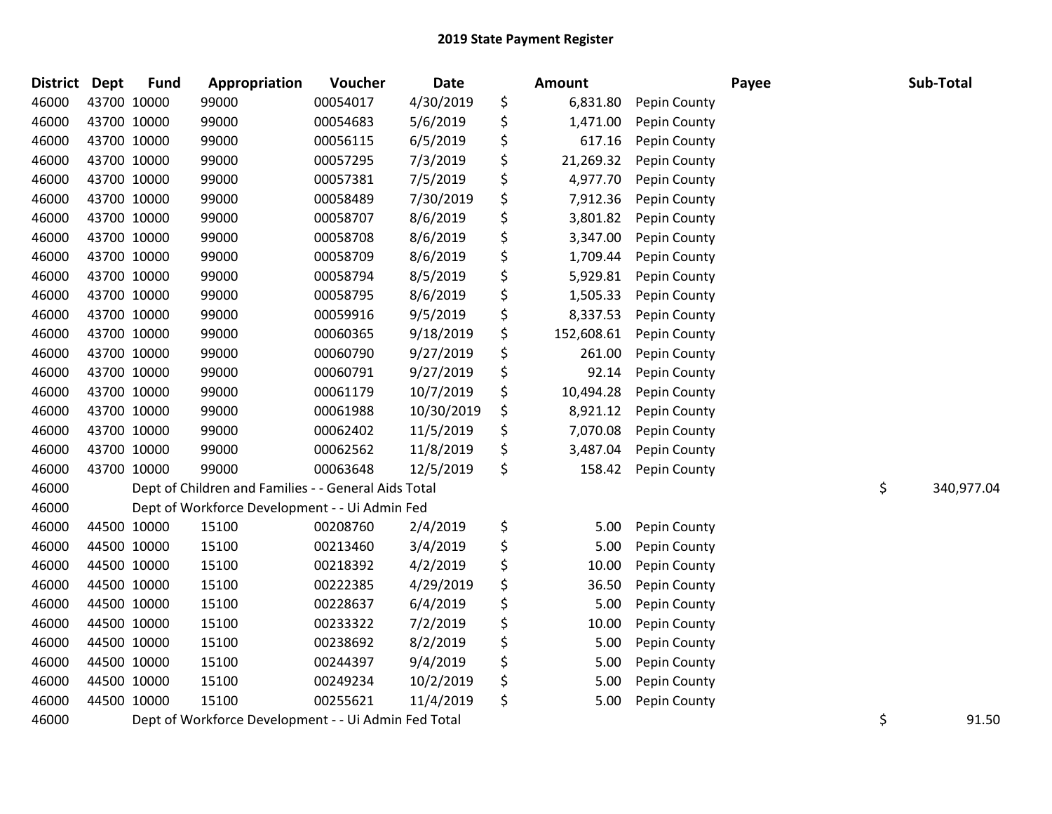## 2019 State Payment Register

| District | Dept | Fund | Appropriation | Voucher | Date | | Amount | Payee | | Sub-Total |
|---|---|---|---|---|---|---|---|---|---|---|
| 46000 | 43700 | 10000 | 99000 | 00054017 | 4/30/2019 | $ | 6,831.80 | Pepin County | | |
| 46000 | 43700 | 10000 | 99000 | 00054683 | 5/6/2019 | $ | 1,471.00 | Pepin County | | |
| 46000 | 43700 | 10000 | 99000 | 00056115 | 6/5/2019 | $ | 617.16 | Pepin County | | |
| 46000 | 43700 | 10000 | 99000 | 00057295 | 7/3/2019 | $ | 21,269.32 | Pepin County | | |
| 46000 | 43700 | 10000 | 99000 | 00057381 | 7/5/2019 | $ | 4,977.70 | Pepin County | | |
| 46000 | 43700 | 10000 | 99000 | 00058489 | 7/30/2019 | $ | 7,912.36 | Pepin County | | |
| 46000 | 43700 | 10000 | 99000 | 00058707 | 8/6/2019 | $ | 3,801.82 | Pepin County | | |
| 46000 | 43700 | 10000 | 99000 | 00058708 | 8/6/2019 | $ | 3,347.00 | Pepin County | | |
| 46000 | 43700 | 10000 | 99000 | 00058709 | 8/6/2019 | $ | 1,709.44 | Pepin County | | |
| 46000 | 43700 | 10000 | 99000 | 00058794 | 8/5/2019 | $ | 5,929.81 | Pepin County | | |
| 46000 | 43700 | 10000 | 99000 | 00058795 | 8/6/2019 | $ | 1,505.33 | Pepin County | | |
| 46000 | 43700 | 10000 | 99000 | 00059916 | 9/5/2019 | $ | 8,337.53 | Pepin County | | |
| 46000 | 43700 | 10000 | 99000 | 00060365 | 9/18/2019 | $ | 152,608.61 | Pepin County | | |
| 46000 | 43700 | 10000 | 99000 | 00060790 | 9/27/2019 | $ | 261.00 | Pepin County | | |
| 46000 | 43700 | 10000 | 99000 | 00060791 | 9/27/2019 | $ | 92.14 | Pepin County | | |
| 46000 | 43700 | 10000 | 99000 | 00061179 | 10/7/2019 | $ | 10,494.28 | Pepin County | | |
| 46000 | 43700 | 10000 | 99000 | 00061988 | 10/30/2019 | $ | 8,921.12 | Pepin County | | |
| 46000 | 43700 | 10000 | 99000 | 00062402 | 11/5/2019 | $ | 7,070.08 | Pepin County | | |
| 46000 | 43700 | 10000 | 99000 | 00062562 | 11/8/2019 | $ | 3,487.04 | Pepin County | | |
| 46000 | 43700 | 10000 | 99000 | 00063648 | 12/5/2019 | $ | 158.42 | Pepin County | | |
| 46000 | | Dept of Children and Families - - General Aids Total | | | | | | | $ | 340,977.04 |
| 46000 | | Dept of Workforce Development - - Ui Admin Fed | | | | | | | | |
| 46000 | 44500 | 10000 | 15100 | 00208760 | 2/4/2019 | $ | 5.00 | Pepin County | | |
| 46000 | 44500 | 10000 | 15100 | 00213460 | 3/4/2019 | $ | 5.00 | Pepin County | | |
| 46000 | 44500 | 10000 | 15100 | 00218392 | 4/2/2019 | $ | 10.00 | Pepin County | | |
| 46000 | 44500 | 10000 | 15100 | 00222385 | 4/29/2019 | $ | 36.50 | Pepin County | | |
| 46000 | 44500 | 10000 | 15100 | 00228637 | 6/4/2019 | $ | 5.00 | Pepin County | | |
| 46000 | 44500 | 10000 | 15100 | 00233322 | 7/2/2019 | $ | 10.00 | Pepin County | | |
| 46000 | 44500 | 10000 | 15100 | 00238692 | 8/2/2019 | $ | 5.00 | Pepin County | | |
| 46000 | 44500 | 10000 | 15100 | 00244397 | 9/4/2019 | $ | 5.00 | Pepin County | | |
| 46000 | 44500 | 10000 | 15100 | 00249234 | 10/2/2019 | $ | 5.00 | Pepin County | | |
| 46000 | 44500 | 10000 | 15100 | 00255621 | 11/4/2019 | $ | 5.00 | Pepin County | | |
| 46000 | | Dept of Workforce Development - - Ui Admin Fed Total | | | | | | | $ | 91.50 |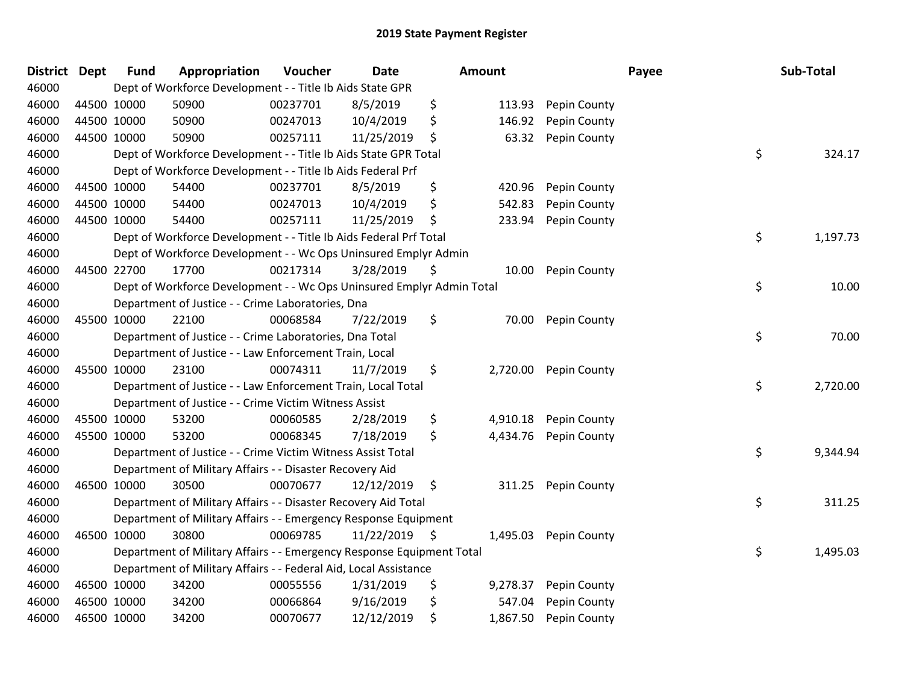# 2019 State Payment Register

| District | Dept | Fund | Appropriation | Voucher | Date | Amount | Payee | Sub-Total |
|---|---|---|---|---|---|---|---|---|
| 46000 | | Dept of Workforce Development - - Title Ib Aids State GPR | | | | | | |
| 46000 | 44500 | 10000 | 50900 | 00237701 | 8/5/2019 | $ 113.93 | Pepin County | |
| 46000 | 44500 | 10000 | 50900 | 00247013 | 10/4/2019 | $ 146.92 | Pepin County | |
| 46000 | 44500 | 10000 | 50900 | 00257111 | 11/25/2019 | $ 63.32 | Pepin County | |
| 46000 | | Dept of Workforce Development - - Title Ib Aids State GPR Total | | | | | | $ 324.17 |
| 46000 | | Dept of Workforce Development - - Title Ib Aids Federal Prf | | | | | | |
| 46000 | 44500 | 10000 | 54400 | 00237701 | 8/5/2019 | $ 420.96 | Pepin County | |
| 46000 | 44500 | 10000 | 54400 | 00247013 | 10/4/2019 | $ 542.83 | Pepin County | |
| 46000 | 44500 | 10000 | 54400 | 00257111 | 11/25/2019 | $ 233.94 | Pepin County | |
| 46000 | | Dept of Workforce Development - - Title Ib Aids Federal Prf Total | | | | | | $ 1,197.73 |
| 46000 | | Dept of Workforce Development - - Wc Ops Uninsured Emplyr Admin | | | | | | |
| 46000 | 44500 | 22700 | 17700 | 00217314 | 3/28/2019 | $ 10.00 | Pepin County | |
| 46000 | | Dept of Workforce Development - - Wc Ops Uninsured Emplyr Admin Total | | | | | | $ 10.00 |
| 46000 | | Department of Justice - - Crime Laboratories, Dna | | | | | | |
| 46000 | 45500 | 10000 | 22100 | 00068584 | 7/22/2019 | $ 70.00 | Pepin County | |
| 46000 | | Department of Justice - - Crime Laboratories, Dna Total | | | | | | $ 70.00 |
| 46000 | | Department of Justice - - Law Enforcement Train, Local | | | | | | |
| 46000 | 45500 | 10000 | 23100 | 00074311 | 11/7/2019 | $ 2,720.00 | Pepin County | |
| 46000 | | Department of Justice - - Law Enforcement Train, Local Total | | | | | | $ 2,720.00 |
| 46000 | | Department of Justice - - Crime Victim Witness Assist | | | | | | |
| 46000 | 45500 | 10000 | 53200 | 00060585 | 2/28/2019 | $ 4,910.18 | Pepin County | |
| 46000 | 45500 | 10000 | 53200 | 00068345 | 7/18/2019 | $ 4,434.76 | Pepin County | |
| 46000 | | Department of Justice - - Crime Victim Witness Assist Total | | | | | | $ 9,344.94 |
| 46000 | | Department of Military Affairs - - Disaster Recovery Aid | | | | | | |
| 46000 | 46500 | 10000 | 30500 | 00070677 | 12/12/2019 | $ 311.25 | Pepin County | |
| 46000 | | Department of Military Affairs - - Disaster Recovery Aid Total | | | | | | $ 311.25 |
| 46000 | | Department of Military Affairs - - Emergency Response Equipment | | | | | | |
| 46000 | 46500 | 10000 | 30800 | 00069785 | 11/22/2019 | $ 1,495.03 | Pepin County | |
| 46000 | | Department of Military Affairs - - Emergency Response Equipment Total | | | | | | $ 1,495.03 |
| 46000 | | Department of Military Affairs - - Federal Aid, Local Assistance | | | | | | |
| 46000 | 46500 | 10000 | 34200 | 00055556 | 1/31/2019 | $ 9,278.37 | Pepin County | |
| 46000 | 46500 | 10000 | 34200 | 00066864 | 9/16/2019 | $ 547.04 | Pepin County | |
| 46000 | 46500 | 10000 | 34200 | 00070677 | 12/12/2019 | $ 1,867.50 | Pepin County | |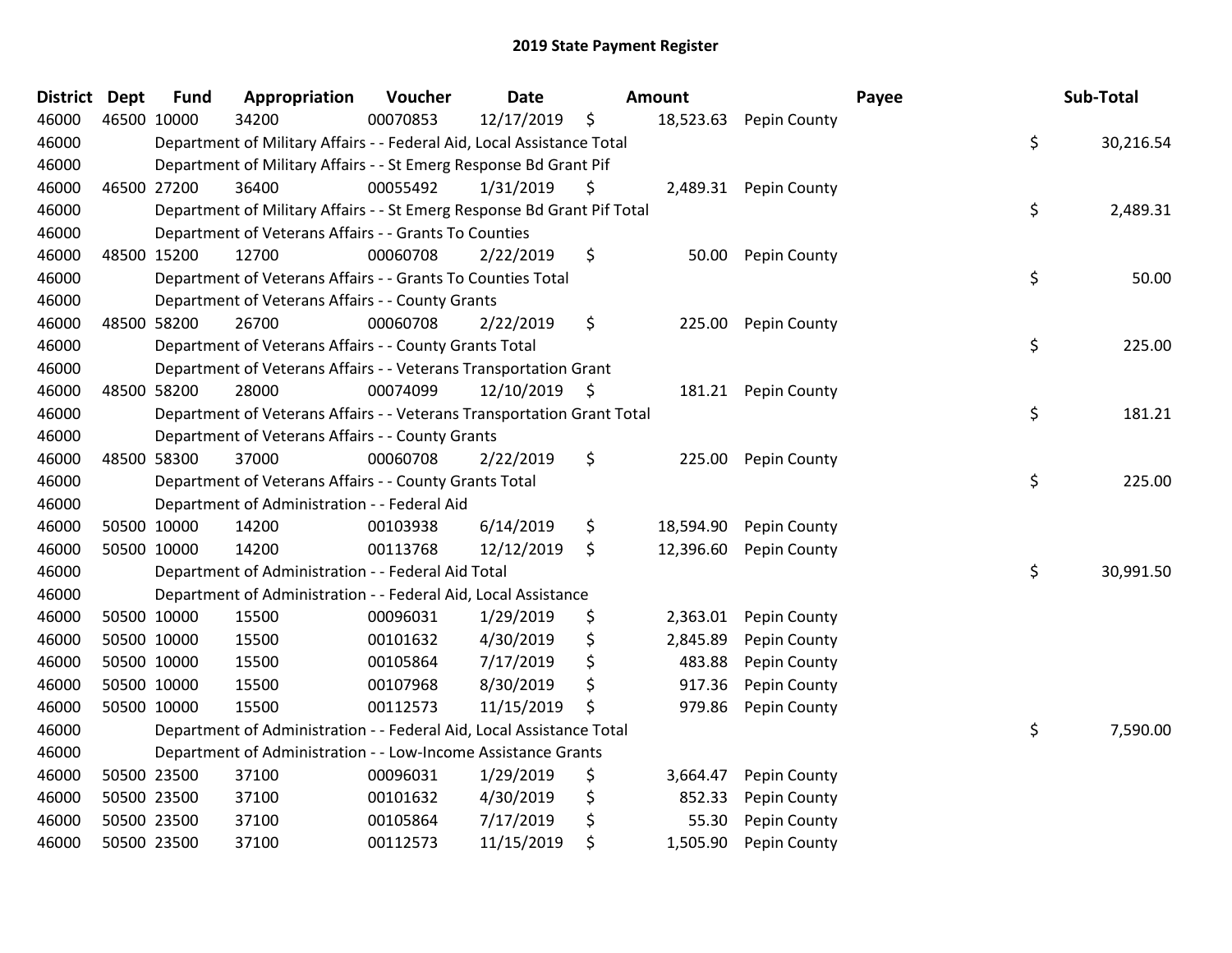# 2019 State Payment Register

| District | Dept | Fund | Appropriation | Voucher | Date | Amount | Payee | Sub-Total |
|---|---|---|---|---|---|---|---|---|
| 46000 | 46500 | 10000 | 34200 | 00070853 | 12/17/2019 | $ 18,523.63 | Pepin County | |
| 46000 | | Department of Military Affairs - - Federal Aid, Local Assistance Total | | | | | | $ 30,216.54 |
| 46000 | | Department of Military Affairs - - St Emerg Response Bd Grant Pif | | | | | | |
| 46000 | 46500 | 27200 | 36400 | 00055492 | 1/31/2019 | $ 2,489.31 | Pepin County | |
| 46000 | | Department of Military Affairs - - St Emerg Response Bd Grant Pif Total | | | | | | $ 2,489.31 |
| 46000 | | Department of Veterans Affairs - - Grants To Counties | | | | | | |
| 46000 | 48500 | 15200 | 12700 | 00060708 | 2/22/2019 | $ 50.00 | Pepin County | |
| 46000 | | Department of Veterans Affairs - - Grants To Counties Total | | | | | | $ 50.00 |
| 46000 | | Department of Veterans Affairs - - County Grants | | | | | | |
| 46000 | 48500 | 58200 | 26700 | 00060708 | 2/22/2019 | $ 225.00 | Pepin County | |
| 46000 | | Department of Veterans Affairs - - County Grants Total | | | | | | $ 225.00 |
| 46000 | | Department of Veterans Affairs - - Veterans Transportation Grant | | | | | | |
| 46000 | 48500 | 58200 | 28000 | 00074099 | 12/10/2019 | $ 181.21 | Pepin County | |
| 46000 | | Department of Veterans Affairs - - Veterans Transportation Grant Total | | | | | | $ 181.21 |
| 46000 | | Department of Veterans Affairs - - County Grants | | | | | | |
| 46000 | 48500 | 58300 | 37000 | 00060708 | 2/22/2019 | $ 225.00 | Pepin County | |
| 46000 | | Department of Veterans Affairs - - County Grants Total | | | | | | $ 225.00 |
| 46000 | | Department of Administration - - Federal Aid | | | | | | |
| 46000 | 50500 | 10000 | 14200 | 00103938 | 6/14/2019 | $ 18,594.90 | Pepin County | |
| 46000 | 50500 | 10000 | 14200 | 00113768 | 12/12/2019 | $ 12,396.60 | Pepin County | |
| 46000 | | Department of Administration - - Federal Aid Total | | | | | | $ 30,991.50 |
| 46000 | | Department of Administration - - Federal Aid, Local Assistance | | | | | | |
| 46000 | 50500 | 10000 | 15500 | 00096031 | 1/29/2019 | $ 2,363.01 | Pepin County | |
| 46000 | 50500 | 10000 | 15500 | 00101632 | 4/30/2019 | $ 2,845.89 | Pepin County | |
| 46000 | 50500 | 10000 | 15500 | 00105864 | 7/17/2019 | $ 483.88 | Pepin County | |
| 46000 | 50500 | 10000 | 15500 | 00107968 | 8/30/2019 | $ 917.36 | Pepin County | |
| 46000 | 50500 | 10000 | 15500 | 00112573 | 11/15/2019 | $ 979.86 | Pepin County | |
| 46000 | | Department of Administration - - Federal Aid, Local Assistance Total | | | | | | $ 7,590.00 |
| 46000 | | Department of Administration - - Low-Income Assistance Grants | | | | | | |
| 46000 | 50500 | 23500 | 37100 | 00096031 | 1/29/2019 | $ 3,664.47 | Pepin County | |
| 46000 | 50500 | 23500 | 37100 | 00101632 | 4/30/2019 | $ 852.33 | Pepin County | |
| 46000 | 50500 | 23500 | 37100 | 00105864 | 7/17/2019 | $ 55.30 | Pepin County | |
| 46000 | 50500 | 23500 | 37100 | 00112573 | 11/15/2019 | $ 1,505.90 | Pepin County | |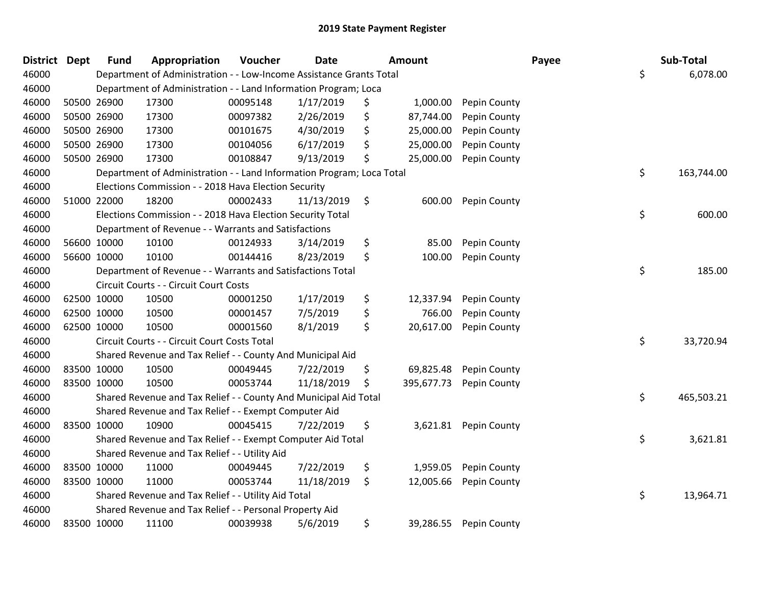# 2019 State Payment Register

| District | Dept | Fund | Appropriation | Voucher | Date | Amount | Payee | Sub-Total |
|---|---|---|---|---|---|---|---|---|
| 46000 | | Department of Administration - - Low-Income Assistance Grants Total | | | | | | $ 6,078.00 |
| 46000 | | Department of Administration - - Land Information Program; Loca | | | | | | |
| 46000 | 50500 | 26900 | 17300 | 00095148 | 1/17/2019 | $ 1,000.00 | Pepin County | |
| 46000 | 50500 | 26900 | 17300 | 00097382 | 2/26/2019 | $ 87,744.00 | Pepin County | |
| 46000 | 50500 | 26900 | 17300 | 00101675 | 4/30/2019 | $ 25,000.00 | Pepin County | |
| 46000 | 50500 | 26900 | 17300 | 00104056 | 6/17/2019 | $ 25,000.00 | Pepin County | |
| 46000 | 50500 | 26900 | 17300 | 00108847 | 9/13/2019 | $ 25,000.00 | Pepin County | |
| 46000 | | Department of Administration - - Land Information Program; Loca Total | | | | | | $ 163,744.00 |
| 46000 | | Elections Commission - - 2018 Hava Election Security | | | | | | |
| 46000 | 51000 | 22000 | 18200 | 00002433 | 11/13/2019 | $ 600.00 | Pepin County | |
| 46000 | | Elections Commission - - 2018 Hava Election Security Total | | | | | | $ 600.00 |
| 46000 | | Department of Revenue - - Warrants and Satisfactions | | | | | | |
| 46000 | 56600 | 10000 | 10100 | 00124933 | 3/14/2019 | $ 85.00 | Pepin County | |
| 46000 | 56600 | 10000 | 10100 | 00144416 | 8/23/2019 | $ 100.00 | Pepin County | |
| 46000 | | Department of Revenue - - Warrants and Satisfactions Total | | | | | | $ 185.00 |
| 46000 | | Circuit Courts - - Circuit Court Costs | | | | | | |
| 46000 | 62500 | 10000 | 10500 | 00001250 | 1/17/2019 | $ 12,337.94 | Pepin County | |
| 46000 | 62500 | 10000 | 10500 | 00001457 | 7/5/2019 | $ 766.00 | Pepin County | |
| 46000 | 62500 | 10000 | 10500 | 00001560 | 8/1/2019 | $ 20,617.00 | Pepin County | |
| 46000 | | Circuit Courts - - Circuit Court Costs Total | | | | | | $ 33,720.94 |
| 46000 | | Shared Revenue and Tax Relief - - County And Municipal Aid | | | | | | |
| 46000 | 83500 | 10000 | 10500 | 00049445 | 7/22/2019 | $ 69,825.48 | Pepin County | |
| 46000 | 83500 | 10000 | 10500 | 00053744 | 11/18/2019 | $ 395,677.73 | Pepin County | |
| 46000 | | Shared Revenue and Tax Relief - - County And Municipal Aid Total | | | | | | $ 465,503.21 |
| 46000 | | Shared Revenue and Tax Relief - - Exempt Computer Aid | | | | | | |
| 46000 | 83500 | 10000 | 10900 | 00045415 | 7/22/2019 | $ 3,621.81 | Pepin County | |
| 46000 | | Shared Revenue and Tax Relief - - Exempt Computer Aid Total | | | | | | $ 3,621.81 |
| 46000 | | Shared Revenue and Tax Relief - - Utility Aid | | | | | | |
| 46000 | 83500 | 10000 | 11000 | 00049445 | 7/22/2019 | $ 1,959.05 | Pepin County | |
| 46000 | 83500 | 10000 | 11000 | 00053744 | 11/18/2019 | $ 12,005.66 | Pepin County | |
| 46000 | | Shared Revenue and Tax Relief - - Utility Aid Total | | | | | | $ 13,964.71 |
| 46000 | | Shared Revenue and Tax Relief - - Personal Property Aid | | | | | | |
| 46000 | 83500 | 10000 | 11100 | 00039938 | 5/6/2019 | $ 39,286.55 | Pepin County | |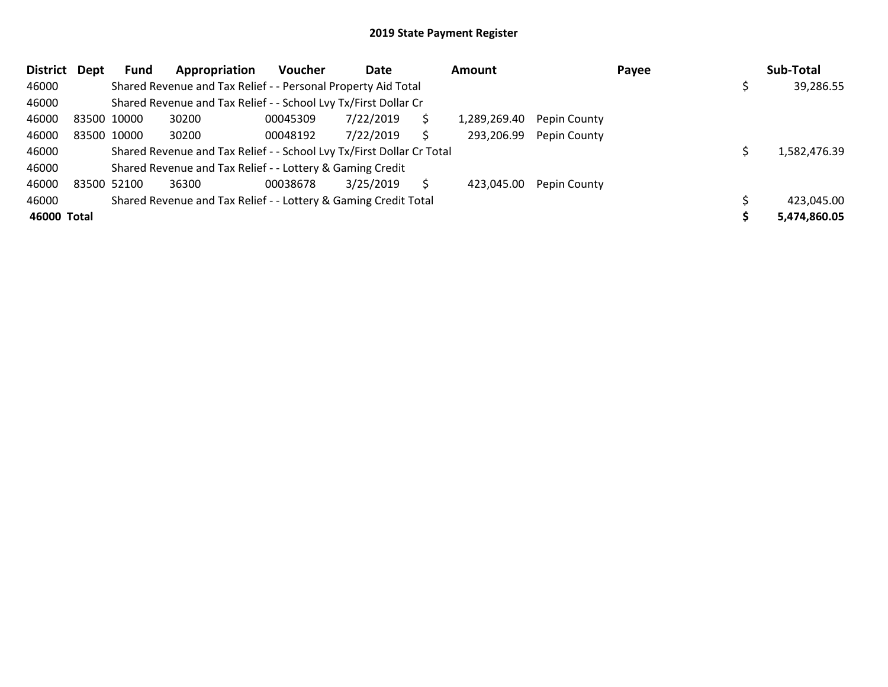## 2019 State Payment Register

| District | Dept | Fund | Appropriation | Voucher | Date | Amount | Payee | Sub-Total |
|---|---|---|---|---|---|---|---|---|
| 46000 | | Shared Revenue and Tax Relief - - Personal Property Aid Total | | | | | | $ 39,286.55 |
| 46000 | | Shared Revenue and Tax Relief - - School Lvy Tx/First Dollar Cr | | | | | | |
| 46000 | 83500 | 10000 | 30200 | 00045309 | 7/22/2019 | $ 1,289,269.40 | Pepin County | |
| 46000 | 83500 | 10000 | 30200 | 00048192 | 7/22/2019 | $ 293,206.99 | Pepin County | |
| 46000 | | Shared Revenue and Tax Relief - - School Lvy Tx/First Dollar Cr Total | | | | | | $ 1,582,476.39 |
| 46000 | | Shared Revenue and Tax Relief - - Lottery & Gaming Credit | | | | | | |
| 46000 | 83500 | 52100 | 36300 | 00038678 | 3/25/2019 | $ 423,045.00 | Pepin County | |
| 46000 | | Shared Revenue and Tax Relief - - Lottery & Gaming Credit Total | | | | | | $ 423,045.00 |
| **46000 Total** | | | | | | | | **$ 5,474,860.05** |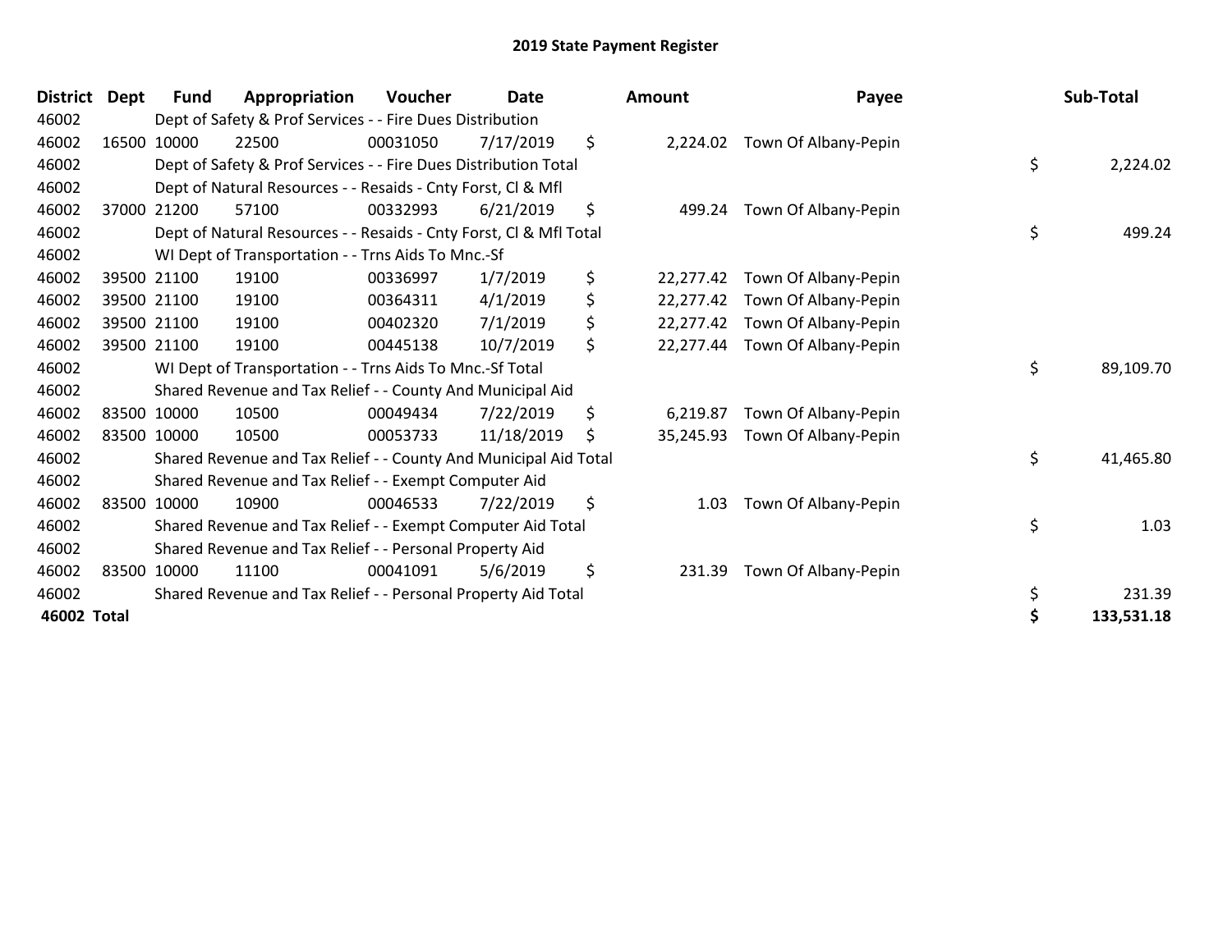# 2019 State Payment Register

| District | Dept | Fund | Appropriation | Voucher | Date | Amount | Payee | Sub-Total |
|---|---|---|---|---|---|---|---|---|
| 46002 | | Dept of Safety & Prof Services - - Fire Dues Distribution | | | | | | |
| 46002 | 16500 | 10000 | 22500 | 00031050 | 7/17/2019 | $ 2,224.02 | Town Of Albany-Pepin | |
| 46002 | | Dept of Safety & Prof Services - - Fire Dues Distribution Total | | | | | | $ 2,224.02 |
| 46002 | | Dept of Natural Resources - - Resaids - Cnty Forst, Cl & Mfl | | | | | | |
| 46002 | 37000 | 21200 | 57100 | 00332993 | 6/21/2019 | $ 499.24 | Town Of Albany-Pepin | |
| 46002 | | Dept of Natural Resources - - Resaids - Cnty Forst, Cl & Mfl Total | | | | | | $ 499.24 |
| 46002 | | WI Dept of Transportation - - Trns Aids To Mnc.-Sf | | | | | | |
| 46002 | 39500 | 21100 | 19100 | 00336997 | 1/7/2019 | $ 22,277.42 | Town Of Albany-Pepin | |
| 46002 | 39500 | 21100 | 19100 | 00364311 | 4/1/2019 | $ 22,277.42 | Town Of Albany-Pepin | |
| 46002 | 39500 | 21100 | 19100 | 00402320 | 7/1/2019 | $ 22,277.42 | Town Of Albany-Pepin | |
| 46002 | 39500 | 21100 | 19100 | 00445138 | 10/7/2019 | $ 22,277.44 | Town Of Albany-Pepin | |
| 46002 | | WI Dept of Transportation - - Trns Aids To Mnc.-Sf Total | | | | | | $ 89,109.70 |
| 46002 | | Shared Revenue and Tax Relief - - County And Municipal Aid | | | | | | |
| 46002 | 83500 | 10000 | 10500 | 00049434 | 7/22/2019 | $ 6,219.87 | Town Of Albany-Pepin | |
| 46002 | 83500 | 10000 | 10500 | 00053733 | 11/18/2019 | $ 35,245.93 | Town Of Albany-Pepin | |
| 46002 | | Shared Revenue and Tax Relief - - County And Municipal Aid Total | | | | | | $ 41,465.80 |
| 46002 | | Shared Revenue and Tax Relief - - Exempt Computer Aid | | | | | | |
| 46002 | 83500 | 10000 | 10900 | 00046533 | 7/22/2019 | $ 1.03 | Town Of Albany-Pepin | |
| 46002 | | Shared Revenue and Tax Relief - - Exempt Computer Aid Total | | | | | | $ 1.03 |
| 46002 | | Shared Revenue and Tax Relief - - Personal Property Aid | | | | | | |
| 46002 | 83500 | 10000 | 11100 | 00041091 | 5/6/2019 | $ 231.39 | Town Of Albany-Pepin | |
| 46002 | | Shared Revenue and Tax Relief - - Personal Property Aid Total | | | | | | $ 231.39 |
| **46002 Total** | | | | | | | | **$ 133,531.18** |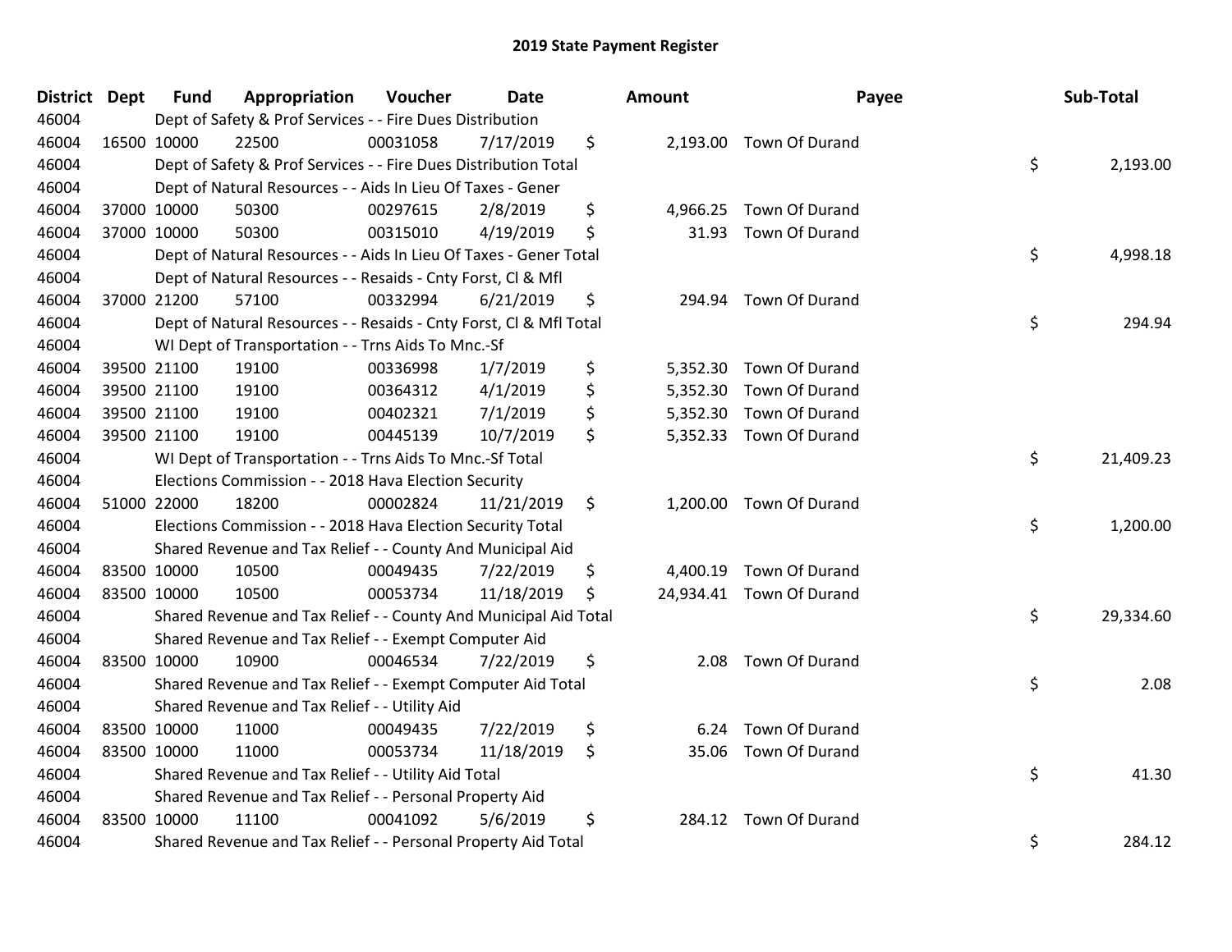# 2019 State Payment Register

| District | Dept | Fund | Appropriation | Voucher | Date | Amount | Payee | Sub-Total |
|---|---|---|---|---|---|---|---|---|
| 46004 | | Dept of Safety & Prof Services - - Fire Dues Distribution | | | | | | |
| 46004 | 16500 | 10000 | 22500 | 00031058 | 7/17/2019 | $ 2,193.00 | Town Of Durand | |
| 46004 | | Dept of Safety & Prof Services - - Fire Dues Distribution Total | | | | | | $ 2,193.00 |
| 46004 | | Dept of Natural Resources - - Aids In Lieu Of Taxes - Gener | | | | | | |
| 46004 | 37000 | 10000 | 50300 | 00297615 | 2/8/2019 | $ 4,966.25 | Town Of Durand | |
| 46004 | 37000 | 10000 | 50300 | 00315010 | 4/19/2019 | $ 31.93 | Town Of Durand | |
| 46004 | | Dept of Natural Resources - - Aids In Lieu Of Taxes - Gener Total | | | | | | $ 4,998.18 |
| 46004 | | Dept of Natural Resources - - Resaids - Cnty Forst, Cl & Mfl | | | | | | |
| 46004 | 37000 | 21200 | 57100 | 00332994 | 6/21/2019 | $ 294.94 | Town Of Durand | |
| 46004 | | Dept of Natural Resources - - Resaids - Cnty Forst, Cl & Mfl Total | | | | | | $ 294.94 |
| 46004 | | WI Dept of Transportation - - Trns Aids To Mnc.-Sf | | | | | | |
| 46004 | 39500 | 21100 | 19100 | 00336998 | 1/7/2019 | $ 5,352.30 | Town Of Durand | |
| 46004 | 39500 | 21100 | 19100 | 00364312 | 4/1/2019 | $ 5,352.30 | Town Of Durand | |
| 46004 | 39500 | 21100 | 19100 | 00402321 | 7/1/2019 | $ 5,352.30 | Town Of Durand | |
| 46004 | 39500 | 21100 | 19100 | 00445139 | 10/7/2019 | $ 5,352.33 | Town Of Durand | |
| 46004 | | WI Dept of Transportation - - Trns Aids To Mnc.-Sf Total | | | | | | $ 21,409.23 |
| 46004 | | Elections Commission - - 2018 Hava Election Security | | | | | | |
| 46004 | 51000 | 22000 | 18200 | 00002824 | 11/21/2019 | $ 1,200.00 | Town Of Durand | |
| 46004 | | Elections Commission - - 2018 Hava Election Security Total | | | | | | $ 1,200.00 |
| 46004 | | Shared Revenue and Tax Relief - - County And Municipal Aid | | | | | | |
| 46004 | 83500 | 10000 | 10500 | 00049435 | 7/22/2019 | $ 4,400.19 | Town Of Durand | |
| 46004 | 83500 | 10000 | 10500 | 00053734 | 11/18/2019 | $ 24,934.41 | Town Of Durand | |
| 46004 | | Shared Revenue and Tax Relief - - County And Municipal Aid Total | | | | | | $ 29,334.60 |
| 46004 | | Shared Revenue and Tax Relief - - Exempt Computer Aid | | | | | | |
| 46004 | 83500 | 10000 | 10900 | 00046534 | 7/22/2019 | $ 2.08 | Town Of Durand | |
| 46004 | | Shared Revenue and Tax Relief - - Exempt Computer Aid Total | | | | | | $ 2.08 |
| 46004 | | Shared Revenue and Tax Relief - - Utility Aid | | | | | | |
| 46004 | 83500 | 10000 | 11000 | 00049435 | 7/22/2019 | $ 6.24 | Town Of Durand | |
| 46004 | 83500 | 10000 | 11000 | 00053734 | 11/18/2019 | $ 35.06 | Town Of Durand | |
| 46004 | | Shared Revenue and Tax Relief - - Utility Aid Total | | | | | | $ 41.30 |
| 46004 | | Shared Revenue and Tax Relief - - Personal Property Aid | | | | | | |
| 46004 | 83500 | 10000 | 11100 | 00041092 | 5/6/2019 | $ 284.12 | Town Of Durand | |
| 46004 | | Shared Revenue and Tax Relief - - Personal Property Aid Total | | | | | | $ 284.12 |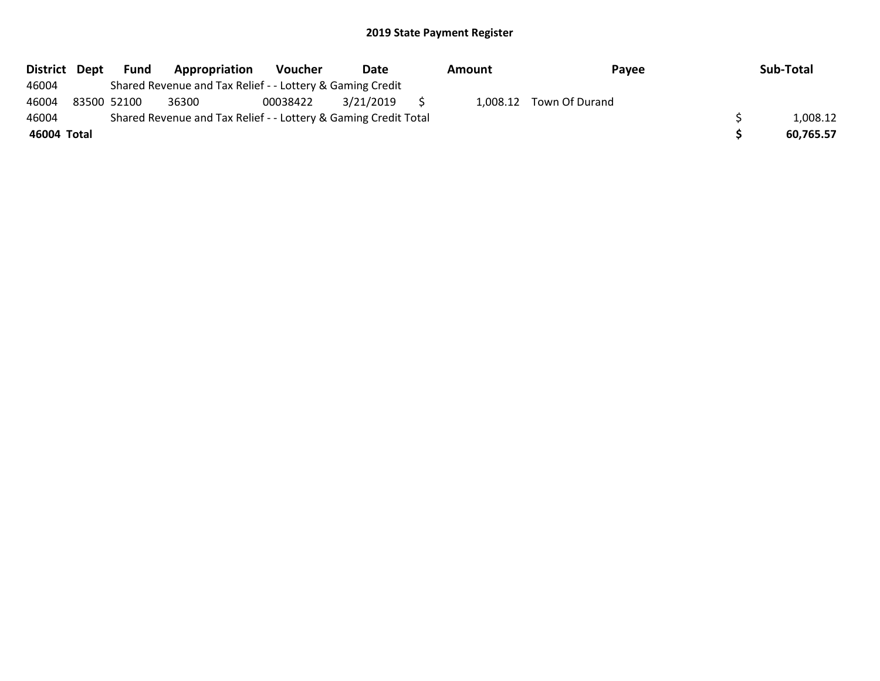## 2019 State Payment Register

| District | Dept | Fund | Appropriation | Voucher | Date | Amount | Payee | Sub-Total |
|---|---|---|---|---|---|---|---|---|
| 46004 | | Shared Revenue and Tax Relief - - Lottery & Gaming Credit | | | | | | |
| 46004 | 83500 | 52100 | 36300 | 00038422 | 3/21/2019 | $ 1,008.12 | Town Of Durand | |
| 46004 | | Shared Revenue and Tax Relief - - Lottery & Gaming Credit Total | | | | | | $ 1,008.12 |
| **46004 Total** | | | | | | | | **$ 60,765.57** |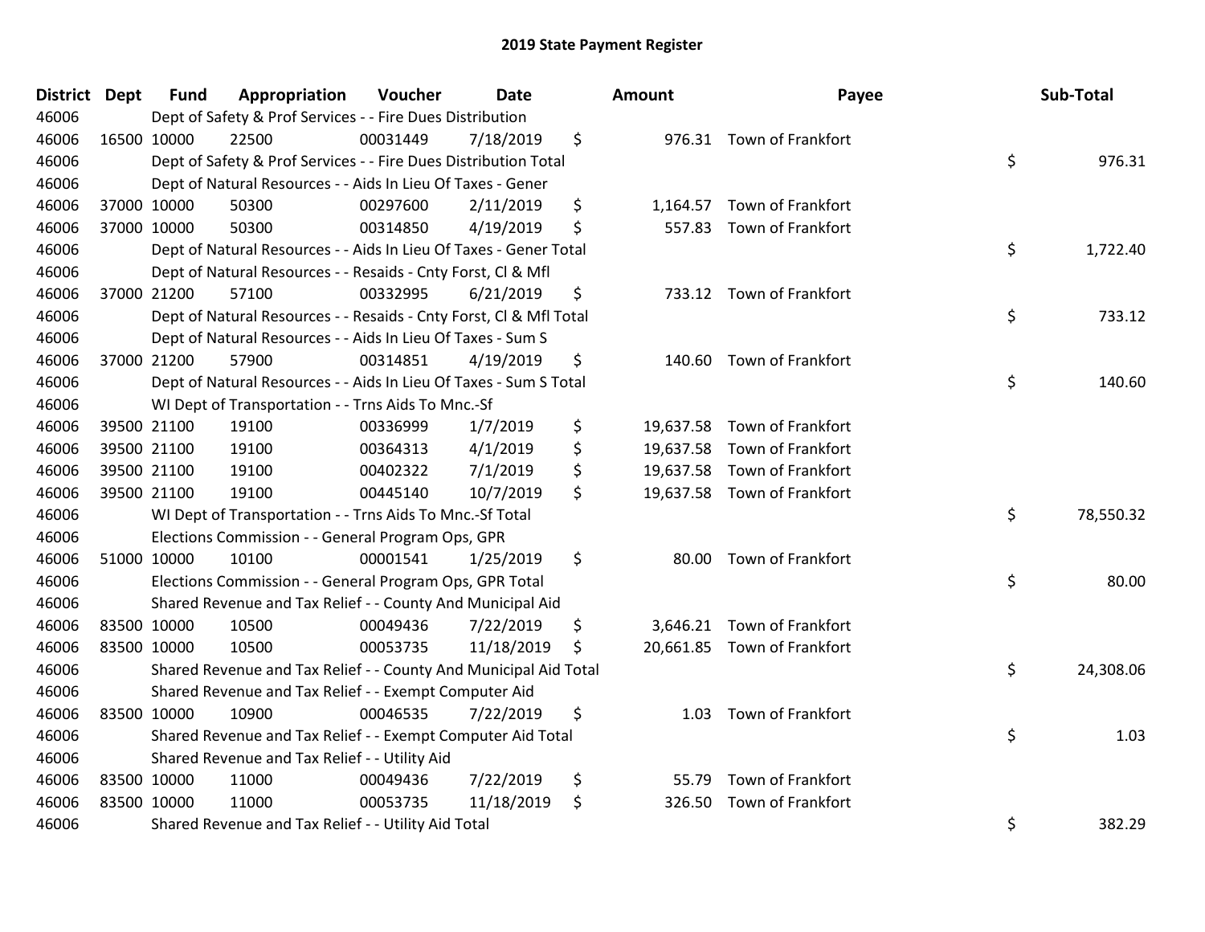# 2019 State Payment Register

| District | Dept | Fund | Appropriation | Voucher | Date | Amount | Payee | Sub-Total |
|---|---|---|---|---|---|---|---|---|
| 46006 | | Dept of Safety & Prof Services - - Fire Dues Distribution | | | | | | |
| 46006 | 16500 | 10000 | 22500 | 00031449 | 7/18/2019 | $ 976.31 | Town of Frankfort | |
| 46006 | | Dept of Safety & Prof Services - - Fire Dues Distribution Total | | | | | | $ 976.31 |
| 46006 | | Dept of Natural Resources - - Aids In Lieu Of Taxes - Gener | | | | | | |
| 46006 | 37000 | 10000 | 50300 | 00297600 | 2/11/2019 | $ 1,164.57 | Town of Frankfort | |
| 46006 | 37000 | 10000 | 50300 | 00314850 | 4/19/2019 | $ 557.83 | Town of Frankfort | |
| 46006 | | Dept of Natural Resources - - Aids In Lieu Of Taxes - Gener Total | | | | | | $ 1,722.40 |
| 46006 | | Dept of Natural Resources - - Resaids - Cnty Forst, Cl & Mfl | | | | | | |
| 46006 | 37000 | 21200 | 57100 | 00332995 | 6/21/2019 | $ 733.12 | Town of Frankfort | |
| 46006 | | Dept of Natural Resources - - Resaids - Cnty Forst, Cl & Mfl Total | | | | | | $ 733.12 |
| 46006 | | Dept of Natural Resources - - Aids In Lieu Of Taxes - Sum S | | | | | | |
| 46006 | 37000 | 21200 | 57900 | 00314851 | 4/19/2019 | $ 140.60 | Town of Frankfort | |
| 46006 | | Dept of Natural Resources - - Aids In Lieu Of Taxes - Sum S Total | | | | | | $ 140.60 |
| 46006 | | WI Dept of Transportation - - Trns Aids To Mnc.-Sf | | | | | | |
| 46006 | 39500 | 21100 | 19100 | 00336999 | 1/7/2019 | $ 19,637.58 | Town of Frankfort | |
| 46006 | 39500 | 21100 | 19100 | 00364313 | 4/1/2019 | $ 19,637.58 | Town of Frankfort | |
| 46006 | 39500 | 21100 | 19100 | 00402322 | 7/1/2019 | $ 19,637.58 | Town of Frankfort | |
| 46006 | 39500 | 21100 | 19100 | 00445140 | 10/7/2019 | $ 19,637.58 | Town of Frankfort | |
| 46006 | | WI Dept of Transportation - - Trns Aids To Mnc.-Sf Total | | | | | | $ 78,550.32 |
| 46006 | | Elections Commission - - General Program Ops, GPR | | | | | | |
| 46006 | 51000 | 10000 | 10100 | 00001541 | 1/25/2019 | $ 80.00 | Town of Frankfort | |
| 46006 | | Elections Commission - - General Program Ops, GPR Total | | | | | | $ 80.00 |
| 46006 | | Shared Revenue and Tax Relief - - County And Municipal Aid | | | | | | |
| 46006 | 83500 | 10000 | 10500 | 00049436 | 7/22/2019 | $ 3,646.21 | Town of Frankfort | |
| 46006 | 83500 | 10000 | 10500 | 00053735 | 11/18/2019 | $ 20,661.85 | Town of Frankfort | |
| 46006 | | Shared Revenue and Tax Relief - - County And Municipal Aid Total | | | | | | $ 24,308.06 |
| 46006 | | Shared Revenue and Tax Relief - - Exempt Computer Aid | | | | | | |
| 46006 | 83500 | 10000 | 10900 | 00046535 | 7/22/2019 | $ 1.03 | Town of Frankfort | |
| 46006 | | Shared Revenue and Tax Relief - - Exempt Computer Aid Total | | | | | | $ 1.03 |
| 46006 | | Shared Revenue and Tax Relief - - Utility Aid | | | | | | |
| 46006 | 83500 | 10000 | 11000 | 00049436 | 7/22/2019 | $ 55.79 | Town of Frankfort | |
| 46006 | 83500 | 10000 | 11000 | 00053735 | 11/18/2019 | $ 326.50 | Town of Frankfort | |
| 46006 | | Shared Revenue and Tax Relief - - Utility Aid Total | | | | | | $ 382.29 |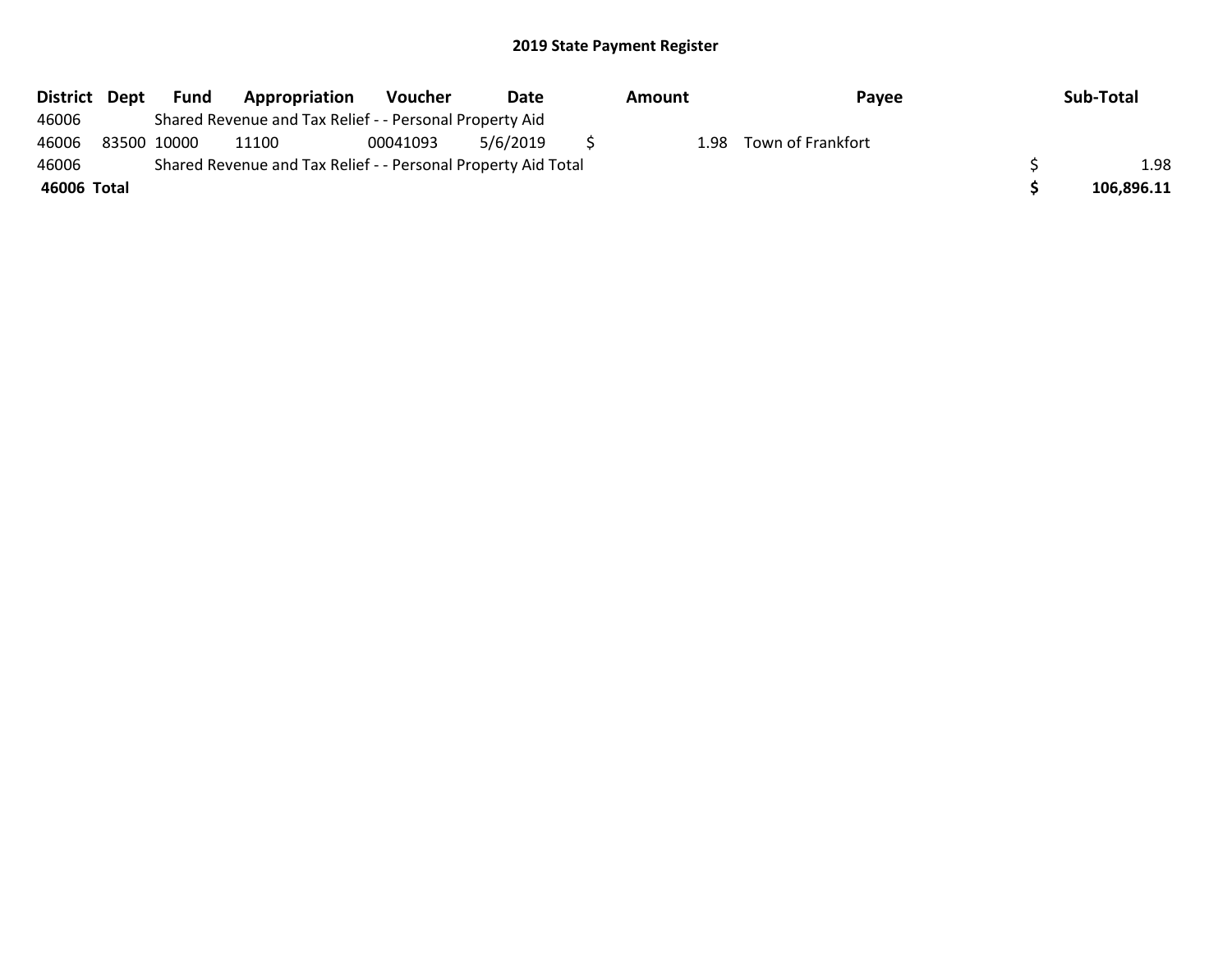# 2019 State Payment Register

| District | Dept | Fund | Appropriation | Voucher | Date | Amount | Payee | Sub-Total |
|---|---|---|---|---|---|---|---|---|
| 46006 | | Shared Revenue and Tax Relief - - Personal Property Aid | | | | | | |
| 46006 | 83500 | 10000 | 11100 | 00041093 | 5/6/2019 | $ 1.98 | Town of Frankfort | |
| 46006 | | Shared Revenue and Tax Relief - - Personal Property Aid Total | | | | | | $ 1.98 |
| **46006 Total** | | | | | | | | **$ 106,896.11** |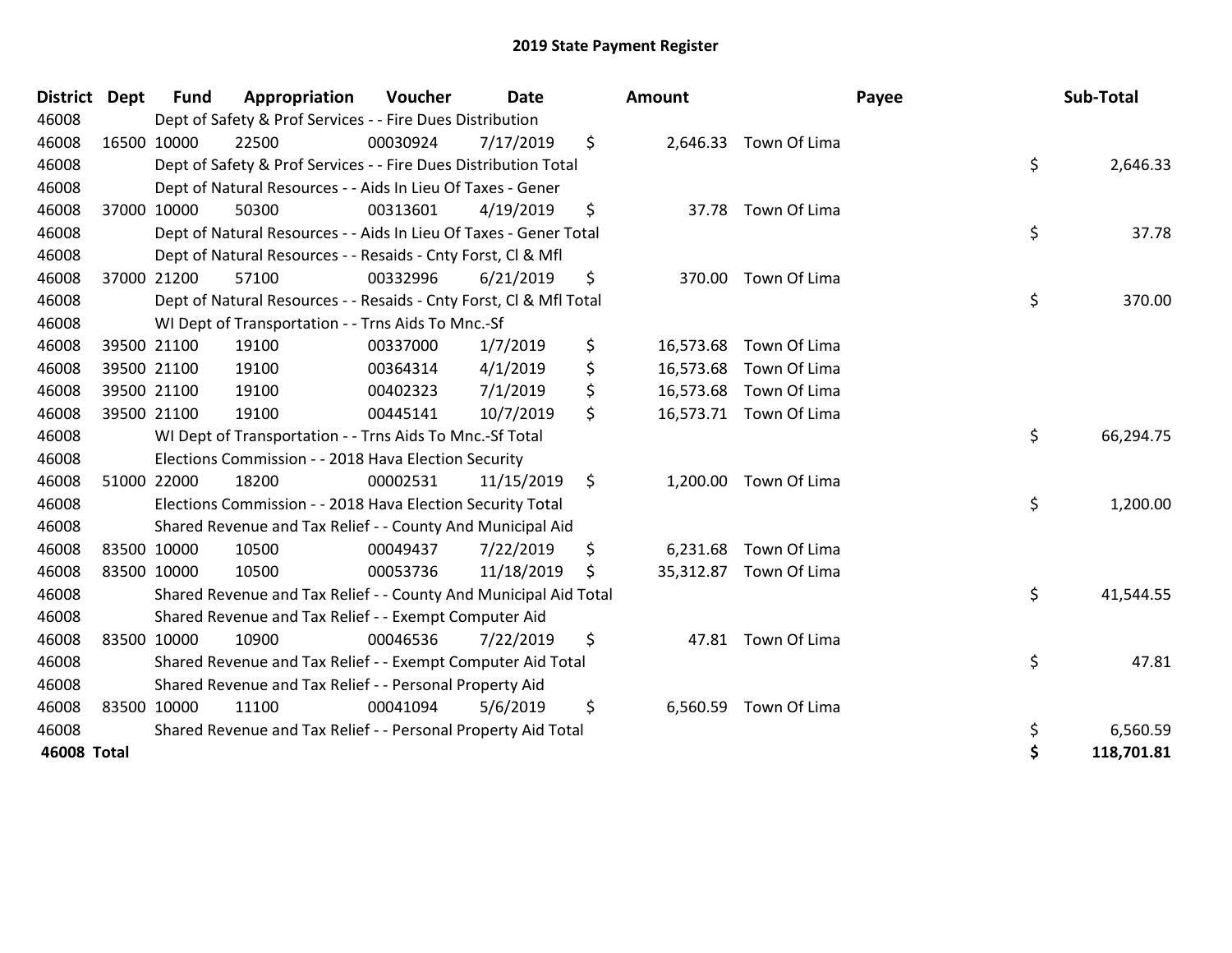# 2019 State Payment Register

| District | Dept | Fund | Appropriation | Voucher | Date | Amount | Payee | Sub-Total |
|---|---|---|---|---|---|---|---|---|
| 46008 | | Dept of Safety & Prof Services - - Fire Dues Distribution | | | | | | |
| 46008 | 16500 | 10000 | 22500 | 00030924 | 7/17/2019 | $ 2,646.33 | Town Of Lima | |
| 46008 | | Dept of Safety & Prof Services - - Fire Dues Distribution Total | | | | | | $ 2,646.33 |
| 46008 | | Dept of Natural Resources - - Aids In Lieu Of Taxes - Gener | | | | | | |
| 46008 | 37000 | 10000 | 50300 | 00313601 | 4/19/2019 | $ 37.78 | Town Of Lima | |
| 46008 | | Dept of Natural Resources - - Aids In Lieu Of Taxes - Gener Total | | | | | | $ 37.78 |
| 46008 | | Dept of Natural Resources - - Resaids - Cnty Forst, Cl & Mfl | | | | | | |
| 46008 | 37000 | 21200 | 57100 | 00332996 | 6/21/2019 | $ 370.00 | Town Of Lima | |
| 46008 | | Dept of Natural Resources - - Resaids - Cnty Forst, Cl & Mfl Total | | | | | | $ 370.00 |
| 46008 | | WI Dept of Transportation - - Trns Aids To Mnc.-Sf | | | | | | |
| 46008 | 39500 | 21100 | 19100 | 00337000 | 1/7/2019 | $ 16,573.68 | Town Of Lima | |
| 46008 | 39500 | 21100 | 19100 | 00364314 | 4/1/2019 | $ 16,573.68 | Town Of Lima | |
| 46008 | 39500 | 21100 | 19100 | 00402323 | 7/1/2019 | $ 16,573.68 | Town Of Lima | |
| 46008 | 39500 | 21100 | 19100 | 00445141 | 10/7/2019 | $ 16,573.71 | Town Of Lima | |
| 46008 | | WI Dept of Transportation - - Trns Aids To Mnc.-Sf Total | | | | | | $ 66,294.75 |
| 46008 | | Elections Commission - - 2018 Hava Election Security | | | | | | |
| 46008 | 51000 | 22000 | 18200 | 00002531 | 11/15/2019 | $ 1,200.00 | Town Of Lima | |
| 46008 | | Elections Commission - - 2018 Hava Election Security Total | | | | | | $ 1,200.00 |
| 46008 | | Shared Revenue and Tax Relief - - County And Municipal Aid | | | | | | |
| 46008 | 83500 | 10000 | 10500 | 00049437 | 7/22/2019 | $ 6,231.68 | Town Of Lima | |
| 46008 | 83500 | 10000 | 10500 | 00053736 | 11/18/2019 | $ 35,312.87 | Town Of Lima | |
| 46008 | | Shared Revenue and Tax Relief - - County And Municipal Aid Total | | | | | | $ 41,544.55 |
| 46008 | | Shared Revenue and Tax Relief - - Exempt Computer Aid | | | | | | |
| 46008 | 83500 | 10000 | 10900 | 00046536 | 7/22/2019 | $ 47.81 | Town Of Lima | |
| 46008 | | Shared Revenue and Tax Relief - - Exempt Computer Aid Total | | | | | | $ 47.81 |
| 46008 | | Shared Revenue and Tax Relief - - Personal Property Aid | | | | | | |
| 46008 | 83500 | 10000 | 11100 | 00041094 | 5/6/2019 | $ 6,560.59 | Town Of Lima | |
| 46008 | | Shared Revenue and Tax Relief - - Personal Property Aid Total | | | | | | $ 6,560.59 |
| **46008 Total** | | | | | | | | **$ 118,701.81** |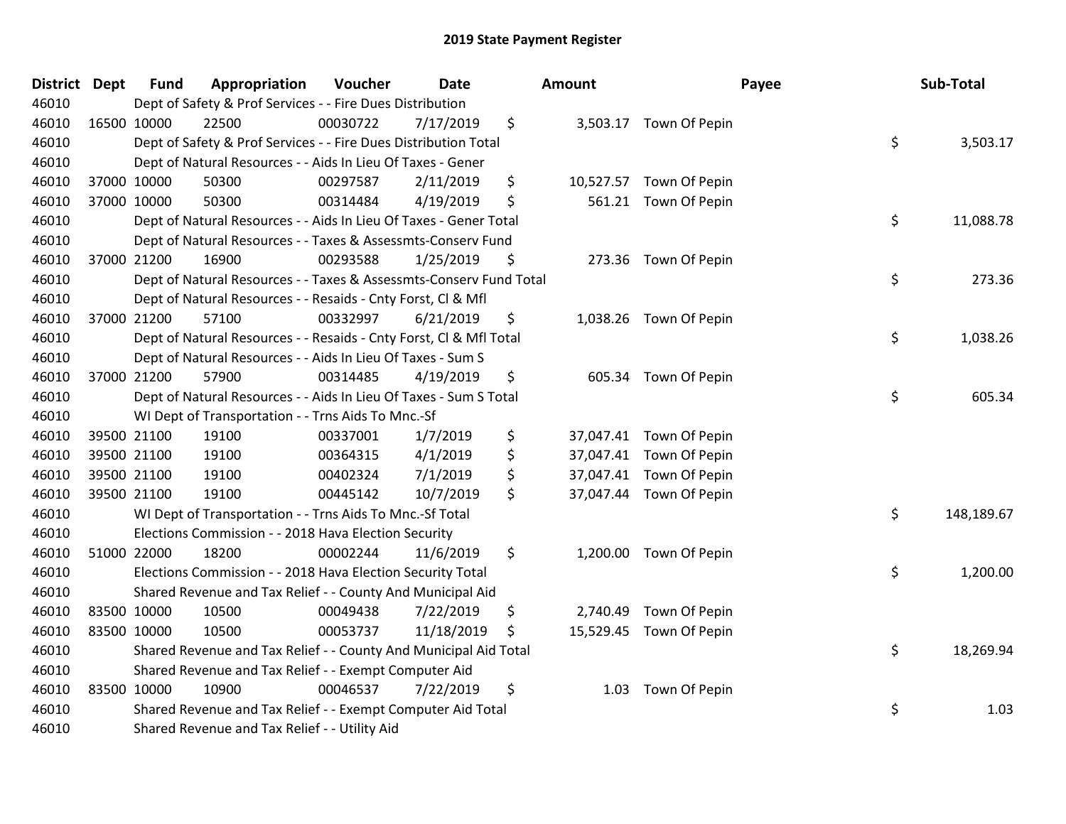## 2019 State Payment Register

| District | Dept | Fund | Appropriation | Voucher | Date | Amount | Payee | Sub-Total |
|---|---|---|---|---|---|---|---|---|
| 46010 | | Dept of Safety & Prof Services - - Fire Dues Distribution | | | | | | |
| 46010 | 16500 | 10000 | 22500 | 00030722 | 7/17/2019 | $ 3,503.17 | Town Of Pepin | |
| 46010 | | Dept of Safety & Prof Services - - Fire Dues Distribution Total | | | | | | $ 3,503.17 |
| 46010 | | Dept of Natural Resources - - Aids In Lieu Of Taxes - Gener | | | | | | |
| 46010 | 37000 | 10000 | 50300 | 00297587 | 2/11/2019 | $ 10,527.57 | Town Of Pepin | |
| 46010 | 37000 | 10000 | 50300 | 00314484 | 4/19/2019 | $ 561.21 | Town Of Pepin | |
| 46010 | | Dept of Natural Resources - - Aids In Lieu Of Taxes - Gener Total | | | | | | $ 11,088.78 |
| 46010 | | Dept of Natural Resources - - Taxes & Assessmts-Conserv Fund | | | | | | |
| 46010 | 37000 | 21200 | 16900 | 00293588 | 1/25/2019 | $ 273.36 | Town Of Pepin | |
| 46010 | | Dept of Natural Resources - - Taxes & Assessmts-Conserv Fund Total | | | | | | $ 273.36 |
| 46010 | | Dept of Natural Resources - - Resaids - Cnty Forst, Cl & Mfl | | | | | | |
| 46010 | 37000 | 21200 | 57100 | 00332997 | 6/21/2019 | $ 1,038.26 | Town Of Pepin | |
| 46010 | | Dept of Natural Resources - - Resaids - Cnty Forst, Cl & Mfl Total | | | | | | $ 1,038.26 |
| 46010 | | Dept of Natural Resources - - Aids In Lieu Of Taxes - Sum S | | | | | | |
| 46010 | 37000 | 21200 | 57900 | 00314485 | 4/19/2019 | $ 605.34 | Town Of Pepin | |
| 46010 | | Dept of Natural Resources - - Aids In Lieu Of Taxes - Sum S Total | | | | | | $ 605.34 |
| 46010 | | WI Dept of Transportation - - Trns Aids To Mnc.-Sf | | | | | | |
| 46010 | 39500 | 21100 | 19100 | 00337001 | 1/7/2019 | $ 37,047.41 | Town Of Pepin | |
| 46010 | 39500 | 21100 | 19100 | 00364315 | 4/1/2019 | $ 37,047.41 | Town Of Pepin | |
| 46010 | 39500 | 21100 | 19100 | 00402324 | 7/1/2019 | $ 37,047.41 | Town Of Pepin | |
| 46010 | 39500 | 21100 | 19100 | 00445142 | 10/7/2019 | $ 37,047.44 | Town Of Pepin | |
| 46010 | | WI Dept of Transportation - - Trns Aids To Mnc.-Sf Total | | | | | | $ 148,189.67 |
| 46010 | | Elections Commission - - 2018 Hava Election Security | | | | | | |
| 46010 | 51000 | 22000 | 18200 | 00002244 | 11/6/2019 | $ 1,200.00 | Town Of Pepin | |
| 46010 | | Elections Commission - - 2018 Hava Election Security Total | | | | | | $ 1,200.00 |
| 46010 | | Shared Revenue and Tax Relief - - County And Municipal Aid | | | | | | |
| 46010 | 83500 | 10000 | 10500 | 00049438 | 7/22/2019 | $ 2,740.49 | Town Of Pepin | |
| 46010 | 83500 | 10000 | 10500 | 00053737 | 11/18/2019 | $ 15,529.45 | Town Of Pepin | |
| 46010 | | Shared Revenue and Tax Relief - - County And Municipal Aid Total | | | | | | $ 18,269.94 |
| 46010 | | Shared Revenue and Tax Relief - - Exempt Computer Aid | | | | | | |
| 46010 | 83500 | 10000 | 10900 | 00046537 | 7/22/2019 | $ 1.03 | Town Of Pepin | |
| 46010 | | Shared Revenue and Tax Relief - - Exempt Computer Aid Total | | | | | | $ 1.03 |
| 46010 | | Shared Revenue and Tax Relief - - Utility Aid | | | | | | |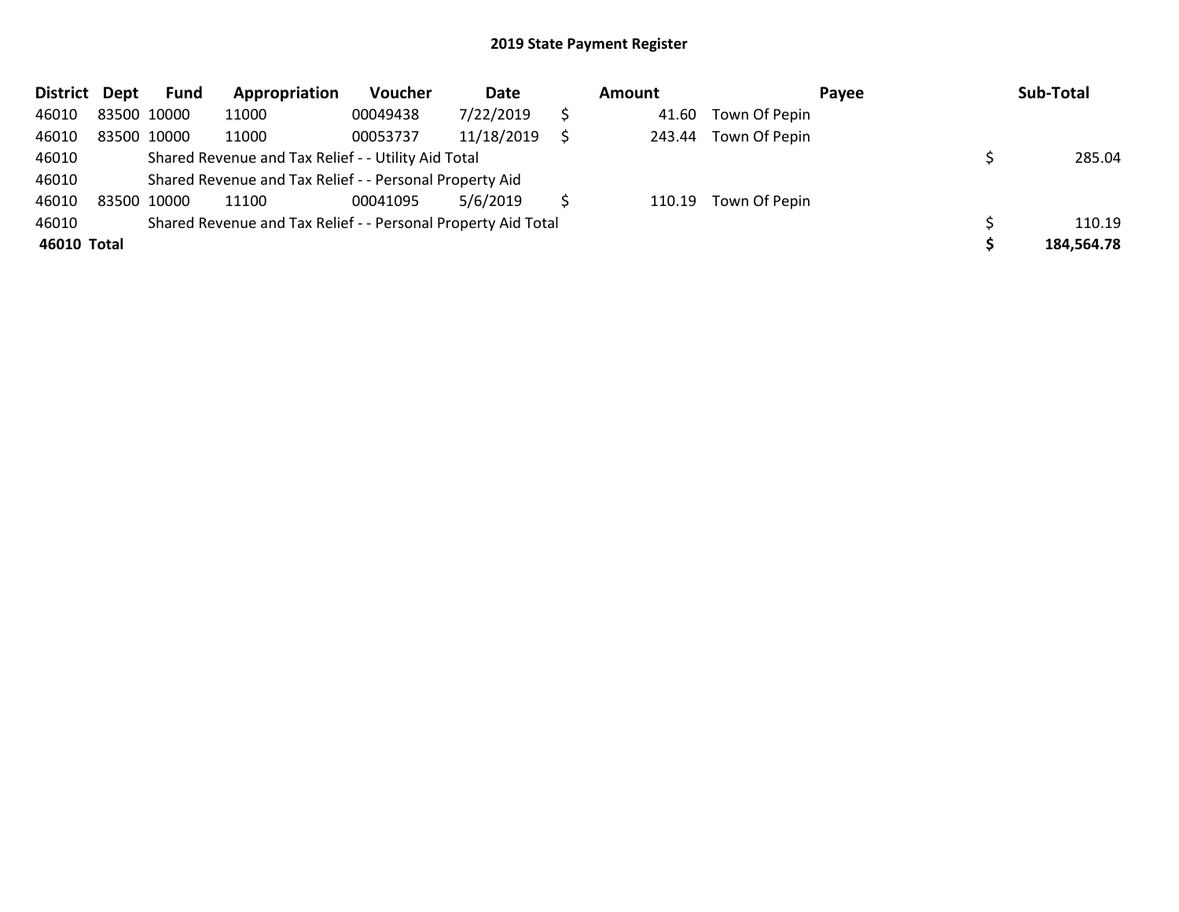## 2019 State Payment Register

| District | Dept | Fund | Appropriation | Voucher | Date | Amount | Payee | Sub-Total |
|---|---|---|---|---|---|---|---|---|
| 46010 | 83500 | 10000 | 11000 | 00049438 | 7/22/2019 | $ 41.60 | Town Of Pepin | |
| 46010 | 83500 | 10000 | 11000 | 00053737 | 11/18/2019 | $ 243.44 | Town Of Pepin | |
| 46010 | | Shared Revenue and Tax Relief - - Utility Aid Total | | | | | | $ 285.04 |
| 46010 | | Shared Revenue and Tax Relief - - Personal Property Aid | | | | | | |
| 46010 | 83500 | 10000 | 11100 | 00041095 | 5/6/2019 | $ 110.19 | Town Of Pepin | |
| 46010 | | Shared Revenue and Tax Relief - - Personal Property Aid Total | | | | | | $ 110.19 |
| **46010 Total** | | | | | | | | **$ 184,564.78** |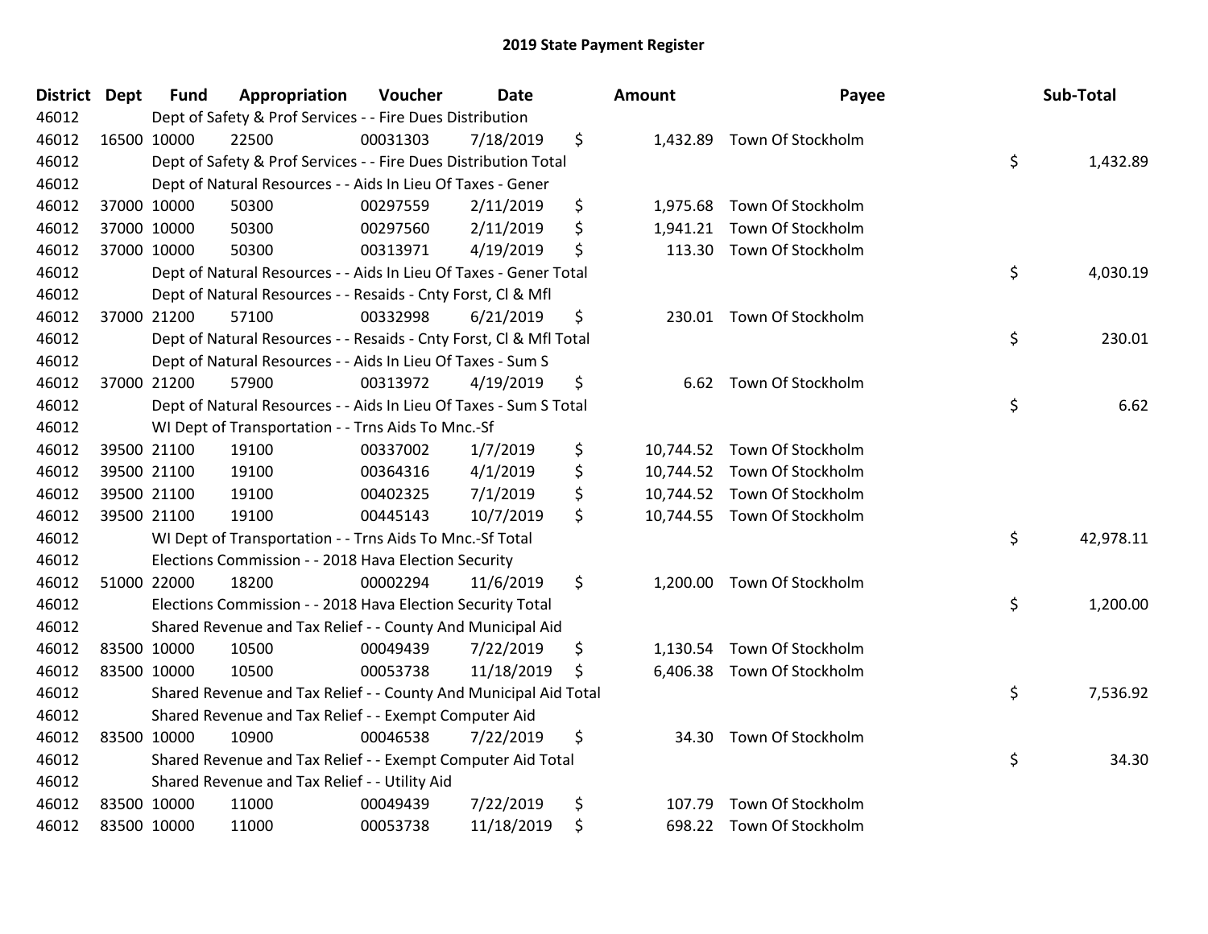# 2019 State Payment Register

| District | Dept | Fund | Appropriation | Voucher | Date | Amount | Payee | Sub-Total |
|---|---|---|---|---|---|---|---|---|
| 46012 | | Dept of Safety & Prof Services - - Fire Dues Distribution | | | | | | |
| 46012 | 16500 | 10000 | 22500 | 00031303 | 7/18/2019 | $ 1,432.89 | Town Of Stockholm | |
| 46012 | | Dept of Safety & Prof Services - - Fire Dues Distribution Total | | | | | | $ 1,432.89 |
| 46012 | | Dept of Natural Resources - - Aids In Lieu Of Taxes - Gener | | | | | | |
| 46012 | 37000 | 10000 | 50300 | 00297559 | 2/11/2019 | $ 1,975.68 | Town Of Stockholm | |
| 46012 | 37000 | 10000 | 50300 | 00297560 | 2/11/2019 | $ 1,941.21 | Town Of Stockholm | |
| 46012 | 37000 | 10000 | 50300 | 00313971 | 4/19/2019 | $ 113.30 | Town Of Stockholm | |
| 46012 | | Dept of Natural Resources - - Aids In Lieu Of Taxes - Gener Total | | | | | | $ 4,030.19 |
| 46012 | | Dept of Natural Resources - - Resaids - Cnty Forst, Cl & Mfl | | | | | | |
| 46012 | 37000 | 21200 | 57100 | 00332998 | 6/21/2019 | $ 230.01 | Town Of Stockholm | |
| 46012 | | Dept of Natural Resources - - Resaids - Cnty Forst, Cl & Mfl Total | | | | | | $ 230.01 |
| 46012 | | Dept of Natural Resources - - Aids In Lieu Of Taxes - Sum S | | | | | | |
| 46012 | 37000 | 21200 | 57900 | 00313972 | 4/19/2019 | $ 6.62 | Town Of Stockholm | |
| 46012 | | Dept of Natural Resources - - Aids In Lieu Of Taxes - Sum S Total | | | | | | $ 6.62 |
| 46012 | | WI Dept of Transportation - - Trns Aids To Mnc.-Sf | | | | | | |
| 46012 | 39500 | 21100 | 19100 | 00337002 | 1/7/2019 | $ 10,744.52 | Town Of Stockholm | |
| 46012 | 39500 | 21100 | 19100 | 00364316 | 4/1/2019 | $ 10,744.52 | Town Of Stockholm | |
| 46012 | 39500 | 21100 | 19100 | 00402325 | 7/1/2019 | $ 10,744.52 | Town Of Stockholm | |
| 46012 | 39500 | 21100 | 19100 | 00445143 | 10/7/2019 | $ 10,744.55 | Town Of Stockholm | |
| 46012 | | WI Dept of Transportation - - Trns Aids To Mnc.-Sf Total | | | | | | $ 42,978.11 |
| 46012 | | Elections Commission - - 2018 Hava Election Security | | | | | | |
| 46012 | 51000 | 22000 | 18200 | 00002294 | 11/6/2019 | $ 1,200.00 | Town Of Stockholm | |
| 46012 | | Elections Commission - - 2018 Hava Election Security Total | | | | | | $ 1,200.00 |
| 46012 | | Shared Revenue and Tax Relief - - County And Municipal Aid | | | | | | |
| 46012 | 83500 | 10000 | 10500 | 00049439 | 7/22/2019 | $ 1,130.54 | Town Of Stockholm | |
| 46012 | 83500 | 10000 | 10500 | 00053738 | 11/18/2019 | $ 6,406.38 | Town Of Stockholm | |
| 46012 | | Shared Revenue and Tax Relief - - County And Municipal Aid Total | | | | | | $ 7,536.92 |
| 46012 | | Shared Revenue and Tax Relief - - Exempt Computer Aid | | | | | | |
| 46012 | 83500 | 10000 | 10900 | 00046538 | 7/22/2019 | $ 34.30 | Town Of Stockholm | |
| 46012 | | Shared Revenue and Tax Relief - - Exempt Computer Aid Total | | | | | | $ 34.30 |
| 46012 | | Shared Revenue and Tax Relief - - Utility Aid | | | | | | |
| 46012 | 83500 | 10000 | 11000 | 00049439 | 7/22/2019 | $ 107.79 | Town Of Stockholm | |
| 46012 | 83500 | 10000 | 11000 | 00053738 | 11/18/2019 | $ 698.22 | Town Of Stockholm | |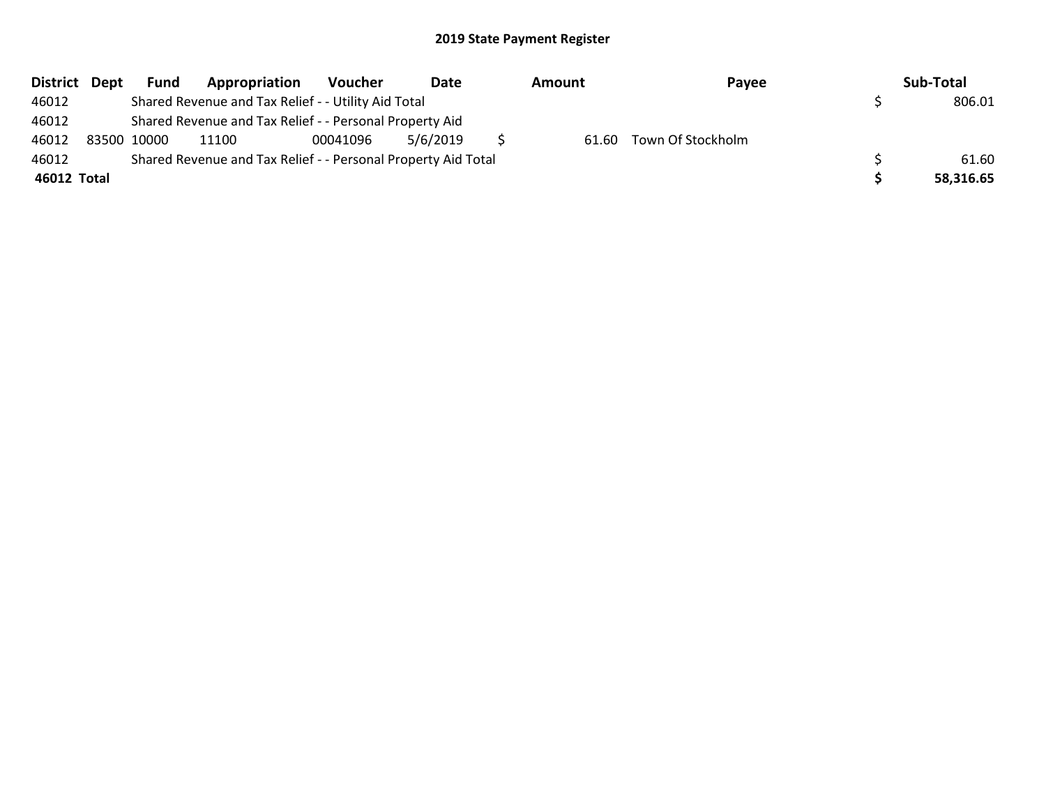## 2019 State Payment Register

| District | Dept | Fund | Appropriation | Voucher | Date | Amount | Payee | Sub-Total |
|---|---|---|---|---|---|---|---|---|
| 46012 | | Shared Revenue and Tax Relief - - Utility Aid Total | | | | | | $ 806.01 |
| 46012 | | Shared Revenue and Tax Relief - - Personal Property Aid | | | | | | |
| 46012 | 83500 | 10000 | 11100 | 00041096 | 5/6/2019 | $ 61.60 | Town Of Stockholm | |
| 46012 | | Shared Revenue and Tax Relief - - Personal Property Aid Total | | | | | | $ 61.60 |
| **46012 Total** | | | | | | | | **$ 58,316.65** |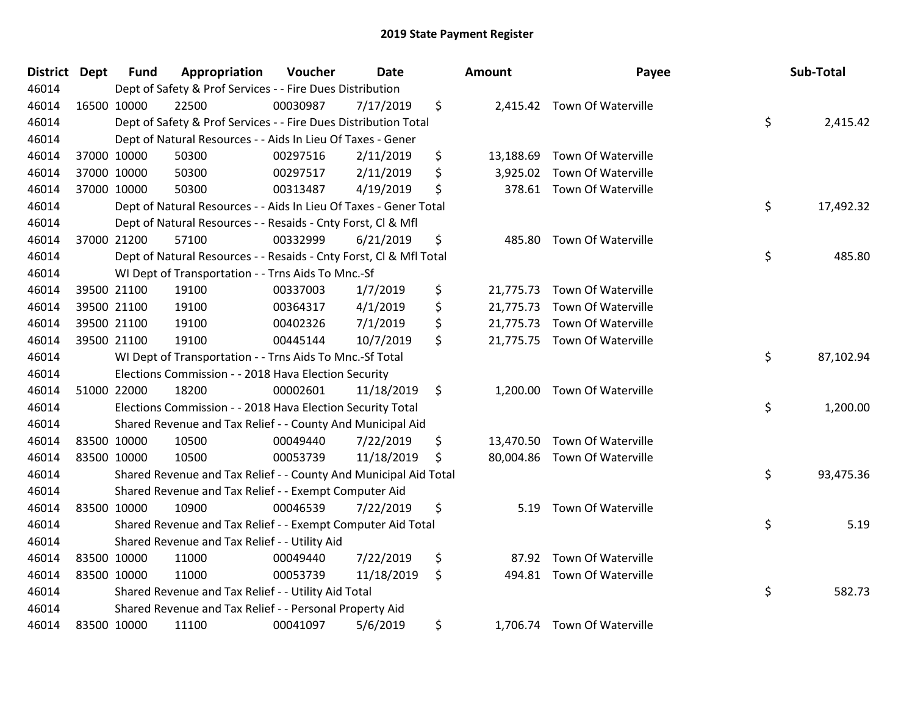# 2019 State Payment Register

| District | Dept | Fund | Appropriation | Voucher | Date | Amount | Payee | Sub-Total |
|---|---|---|---|---|---|---|---|---|
| 46014 | | | Dept of Safety & Prof Services - - Fire Dues Distribution | | | | | |
| 46014 | 16500 | 10000 | 22500 | 00030987 | 7/17/2019 | $ 2,415.42 | Town Of Waterville | |
| 46014 | | | Dept of Safety & Prof Services - - Fire Dues Distribution Total | | | | | $ 2,415.42 |
| 46014 | | | Dept of Natural Resources - - Aids In Lieu Of Taxes - Gener | | | | | |
| 46014 | 37000 | 10000 | 50300 | 00297516 | 2/11/2019 | $ 13,188.69 | Town Of Waterville | |
| 46014 | 37000 | 10000 | 50300 | 00297517 | 2/11/2019 | $ 3,925.02 | Town Of Waterville | |
| 46014 | 37000 | 10000 | 50300 | 00313487 | 4/19/2019 | $ 378.61 | Town Of Waterville | |
| 46014 | | | Dept of Natural Resources - - Aids In Lieu Of Taxes - Gener Total | | | | | $ 17,492.32 |
| 46014 | | | Dept of Natural Resources - - Resaids - Cnty Forst, Cl & Mfl | | | | | |
| 46014 | 37000 | 21200 | 57100 | 00332999 | 6/21/2019 | $ 485.80 | Town Of Waterville | |
| 46014 | | | Dept of Natural Resources - - Resaids - Cnty Forst, Cl & Mfl Total | | | | | $ 485.80 |
| 46014 | | | WI Dept of Transportation - - Trns Aids To Mnc.-Sf | | | | | |
| 46014 | 39500 | 21100 | 19100 | 00337003 | 1/7/2019 | $ 21,775.73 | Town Of Waterville | |
| 46014 | 39500 | 21100 | 19100 | 00364317 | 4/1/2019 | $ 21,775.73 | Town Of Waterville | |
| 46014 | 39500 | 21100 | 19100 | 00402326 | 7/1/2019 | $ 21,775.73 | Town Of Waterville | |
| 46014 | 39500 | 21100 | 19100 | 00445144 | 10/7/2019 | $ 21,775.75 | Town Of Waterville | |
| 46014 | | | WI Dept of Transportation - - Trns Aids To Mnc.-Sf Total | | | | | $ 87,102.94 |
| 46014 | | | Elections Commission - - 2018 Hava Election Security | | | | | |
| 46014 | 51000 | 22000 | 18200 | 00002601 | 11/18/2019 | $ 1,200.00 | Town Of Waterville | |
| 46014 | | | Elections Commission - - 2018 Hava Election Security Total | | | | | $ 1,200.00 |
| 46014 | | | Shared Revenue and Tax Relief - - County And Municipal Aid | | | | | |
| 46014 | 83500 | 10000 | 10500 | 00049440 | 7/22/2019 | $ 13,470.50 | Town Of Waterville | |
| 46014 | 83500 | 10000 | 10500 | 00053739 | 11/18/2019 | $ 80,004.86 | Town Of Waterville | |
| 46014 | | | Shared Revenue and Tax Relief - - County And Municipal Aid Total | | | | | $ 93,475.36 |
| 46014 | | | Shared Revenue and Tax Relief - - Exempt Computer Aid | | | | | |
| 46014 | 83500 | 10000 | 10900 | 00046539 | 7/22/2019 | $ 5.19 | Town Of Waterville | |
| 46014 | | | Shared Revenue and Tax Relief - - Exempt Computer Aid Total | | | | | $ 5.19 |
| 46014 | | | Shared Revenue and Tax Relief - - Utility Aid | | | | | |
| 46014 | 83500 | 10000 | 11000 | 00049440 | 7/22/2019 | $ 87.92 | Town Of Waterville | |
| 46014 | 83500 | 10000 | 11000 | 00053739 | 11/18/2019 | $ 494.81 | Town Of Waterville | |
| 46014 | | | Shared Revenue and Tax Relief - - Utility Aid Total | | | | | $ 582.73 |
| 46014 | | | Shared Revenue and Tax Relief - - Personal Property Aid | | | | | |
| 46014 | 83500 | 10000 | 11100 | 00041097 | 5/6/2019 | $ 1,706.74 | Town Of Waterville | |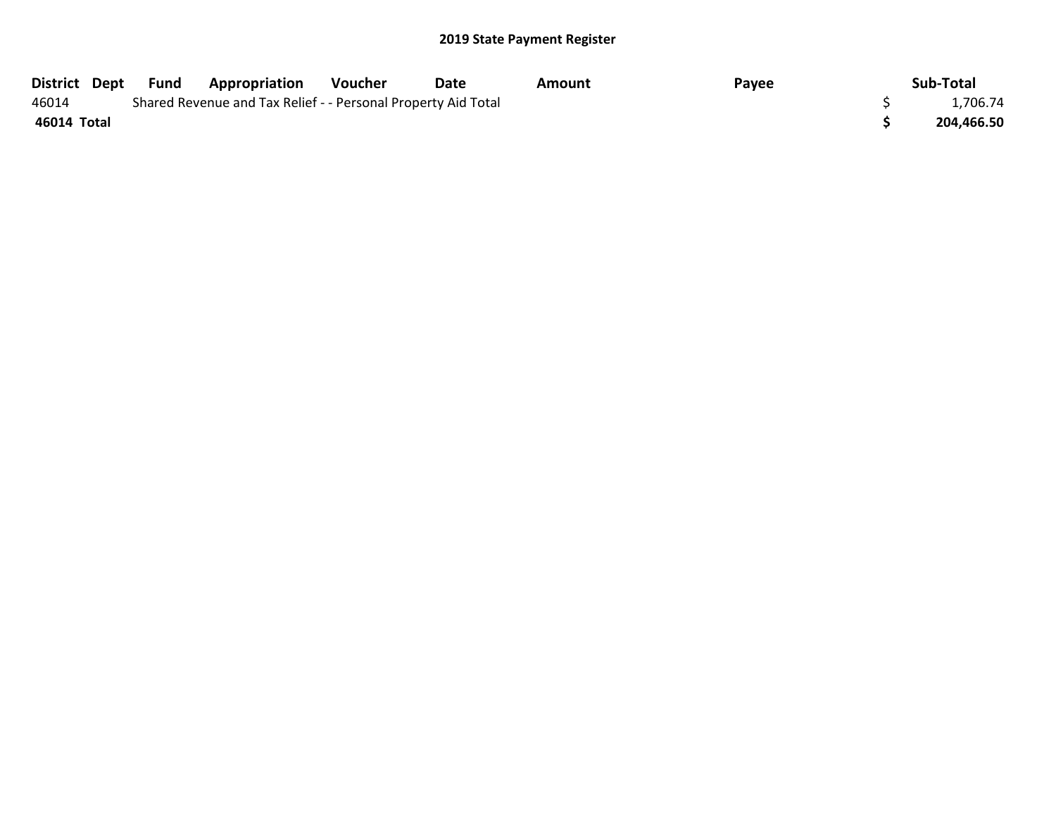## 2019 State Payment Register

| District | Dept | Fund | Appropriation | Voucher | Date | Amount | Payee | Sub-Total |
|---|---|---|---|---|---|---|---|---|
| 46014 | | Shared Revenue and Tax Relief - - Personal Property Aid Total | | | | | | $ 1,706.74 |
| **46014 Total** | | | | | | | | **$ 204,466.50** |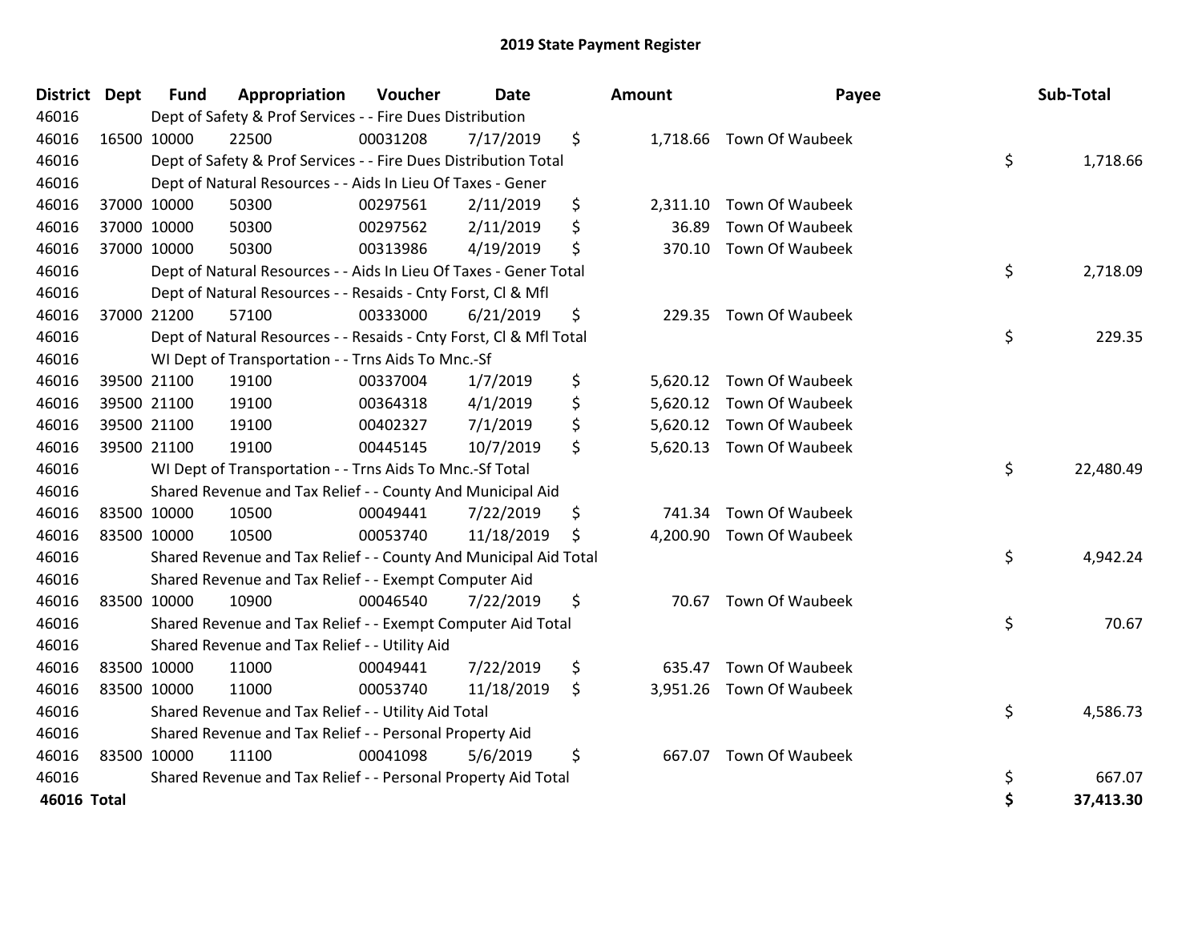# 2019 State Payment Register

| District | Dept | Fund | Appropriation | Voucher | Date | Amount | Payee | Sub-Total |
|---|---|---|---|---|---|---|---|---|
| 46016 | | Dept of Safety & Prof Services - - Fire Dues Distribution | | | | | | |
| 46016 | 16500 | 10000 | 22500 | 00031208 | 7/17/2019 | $ 1,718.66 | Town Of Waubeek | |
| 46016 | | Dept of Safety & Prof Services - - Fire Dues Distribution Total | | | | | | $ 1,718.66 |
| 46016 | | Dept of Natural Resources - - Aids In Lieu Of Taxes - Gener | | | | | | |
| 46016 | 37000 | 10000 | 50300 | 00297561 | 2/11/2019 | $ 2,311.10 | Town Of Waubeek | |
| 46016 | 37000 | 10000 | 50300 | 00297562 | 2/11/2019 | $ 36.89 | Town Of Waubeek | |
| 46016 | 37000 | 10000 | 50300 | 00313986 | 4/19/2019 | $ 370.10 | Town Of Waubeek | |
| 46016 | | Dept of Natural Resources - - Aids In Lieu Of Taxes - Gener Total | | | | | | $ 2,718.09 |
| 46016 | | Dept of Natural Resources - - Resaids - Cnty Forst, Cl & Mfl | | | | | | |
| 46016 | 37000 | 21200 | 57100 | 00333000 | 6/21/2019 | $ 229.35 | Town Of Waubeek | |
| 46016 | | Dept of Natural Resources - - Resaids - Cnty Forst, Cl & Mfl Total | | | | | | $ 229.35 |
| 46016 | | WI Dept of Transportation - - Trns Aids To Mnc.-Sf | | | | | | |
| 46016 | 39500 | 21100 | 19100 | 00337004 | 1/7/2019 | $ 5,620.12 | Town Of Waubeek | |
| 46016 | 39500 | 21100 | 19100 | 00364318 | 4/1/2019 | $ 5,620.12 | Town Of Waubeek | |
| 46016 | 39500 | 21100 | 19100 | 00402327 | 7/1/2019 | $ 5,620.12 | Town Of Waubeek | |
| 46016 | 39500 | 21100 | 19100 | 00445145 | 10/7/2019 | $ 5,620.13 | Town Of Waubeek | |
| 46016 | | WI Dept of Transportation - - Trns Aids To Mnc.-Sf Total | | | | | | $ 22,480.49 |
| 46016 | | Shared Revenue and Tax Relief - - County And Municipal Aid | | | | | | |
| 46016 | 83500 | 10000 | 10500 | 00049441 | 7/22/2019 | $ 741.34 | Town Of Waubeek | |
| 46016 | 83500 | 10000 | 10500 | 00053740 | 11/18/2019 | $ 4,200.90 | Town Of Waubeek | |
| 46016 | | Shared Revenue and Tax Relief - - County And Municipal Aid Total | | | | | | $ 4,942.24 |
| 46016 | | Shared Revenue and Tax Relief - - Exempt Computer Aid | | | | | | |
| 46016 | 83500 | 10000 | 10900 | 00046540 | 7/22/2019 | $ 70.67 | Town Of Waubeek | |
| 46016 | | Shared Revenue and Tax Relief - - Exempt Computer Aid Total | | | | | | $ 70.67 |
| 46016 | | Shared Revenue and Tax Relief - - Utility Aid | | | | | | |
| 46016 | 83500 | 10000 | 11000 | 00049441 | 7/22/2019 | $ 635.47 | Town Of Waubeek | |
| 46016 | 83500 | 10000 | 11000 | 00053740 | 11/18/2019 | $ 3,951.26 | Town Of Waubeek | |
| 46016 | | Shared Revenue and Tax Relief - - Utility Aid Total | | | | | | $ 4,586.73 |
| 46016 | | Shared Revenue and Tax Relief - - Personal Property Aid | | | | | | |
| 46016 | 83500 | 10000 | 11100 | 00041098 | 5/6/2019 | $ 667.07 | Town Of Waubeek | |
| 46016 | | Shared Revenue and Tax Relief - - Personal Property Aid Total | | | | | | $ 667.07 |
| **46016 Total** | | | | | | | | **$ 37,413.30** |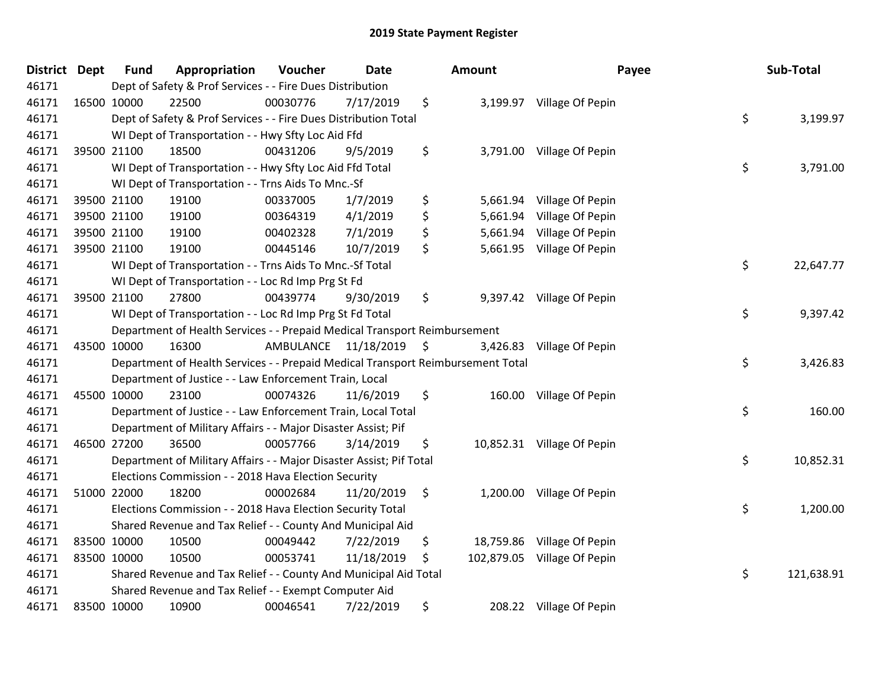# 2019 State Payment Register

| District | Dept | Fund | Appropriation | Voucher | Date | Amount | Payee | Sub-Total |
|---|---|---|---|---|---|---|---|---|
| 46171 | | Dept of Safety & Prof Services - - Fire Dues Distribution | | | | | | |
| 46171 | 16500 | 10000 | 22500 | 00030776 | 7/17/2019 | $ 3,199.97 | Village Of Pepin | |
| 46171 | | Dept of Safety & Prof Services - - Fire Dues Distribution Total | | | | | | $ 3,199.97 |
| 46171 | | WI Dept of Transportation - - Hwy Sfty Loc Aid Ffd | | | | | | |
| 46171 | 39500 | 21100 | 18500 | 00431206 | 9/5/2019 | $ 3,791.00 | Village Of Pepin | |
| 46171 | | WI Dept of Transportation - - Hwy Sfty Loc Aid Ffd Total | | | | | | $ 3,791.00 |
| 46171 | | WI Dept of Transportation - - Trns Aids To Mnc.-Sf | | | | | | |
| 46171 | 39500 | 21100 | 19100 | 00337005 | 1/7/2019 | $ 5,661.94 | Village Of Pepin | |
| 46171 | 39500 | 21100 | 19100 | 00364319 | 4/1/2019 | $ 5,661.94 | Village Of Pepin | |
| 46171 | 39500 | 21100 | 19100 | 00402328 | 7/1/2019 | $ 5,661.94 | Village Of Pepin | |
| 46171 | 39500 | 21100 | 19100 | 00445146 | 10/7/2019 | $ 5,661.95 | Village Of Pepin | |
| 46171 | | WI Dept of Transportation - - Trns Aids To Mnc.-Sf Total | | | | | | $ 22,647.77 |
| 46171 | | WI Dept of Transportation - - Loc Rd Imp Prg St Fd | | | | | | |
| 46171 | 39500 | 21100 | 27800 | 00439774 | 9/30/2019 | $ 9,397.42 | Village Of Pepin | |
| 46171 | | WI Dept of Transportation - - Loc Rd Imp Prg St Fd Total | | | | | | $ 9,397.42 |
| 46171 | | Department of Health Services - - Prepaid Medical Transport Reimbursement | | | | | | |
| 46171 | 43500 | 10000 | 16300 | AMBULANCE | 11/18/2019 | $ 3,426.83 | Village Of Pepin | |
| 46171 | | Department of Health Services - - Prepaid Medical Transport Reimbursement Total | | | | | | $ 3,426.83 |
| 46171 | | Department of Justice - - Law Enforcement Train, Local | | | | | | |
| 46171 | 45500 | 10000 | 23100 | 00074326 | 11/6/2019 | $ 160.00 | Village Of Pepin | |
| 46171 | | Department of Justice - - Law Enforcement Train, Local Total | | | | | | $ 160.00 |
| 46171 | | Department of Military Affairs - - Major Disaster Assist; Pif | | | | | | |
| 46171 | 46500 | 27200 | 36500 | 00057766 | 3/14/2019 | $ 10,852.31 | Village Of Pepin | |
| 46171 | | Department of Military Affairs - - Major Disaster Assist; Pif Total | | | | | | $ 10,852.31 |
| 46171 | | Elections Commission - - 2018 Hava Election Security | | | | | | |
| 46171 | 51000 | 22000 | 18200 | 00002684 | 11/20/2019 | $ 1,200.00 | Village Of Pepin | |
| 46171 | | Elections Commission - - 2018 Hava Election Security Total | | | | | | $ 1,200.00 |
| 46171 | | Shared Revenue and Tax Relief - - County And Municipal Aid | | | | | | |
| 46171 | 83500 | 10000 | 10500 | 00049442 | 7/22/2019 | $ 18,759.86 | Village Of Pepin | |
| 46171 | 83500 | 10000 | 10500 | 00053741 | 11/18/2019 | $ 102,879.05 | Village Of Pepin | |
| 46171 | | Shared Revenue and Tax Relief - - County And Municipal Aid Total | | | | | | $ 121,638.91 |
| 46171 | | Shared Revenue and Tax Relief - - Exempt Computer Aid | | | | | | |
| 46171 | 83500 | 10000 | 10900 | 00046541 | 7/22/2019 | $ 208.22 | Village Of Pepin | |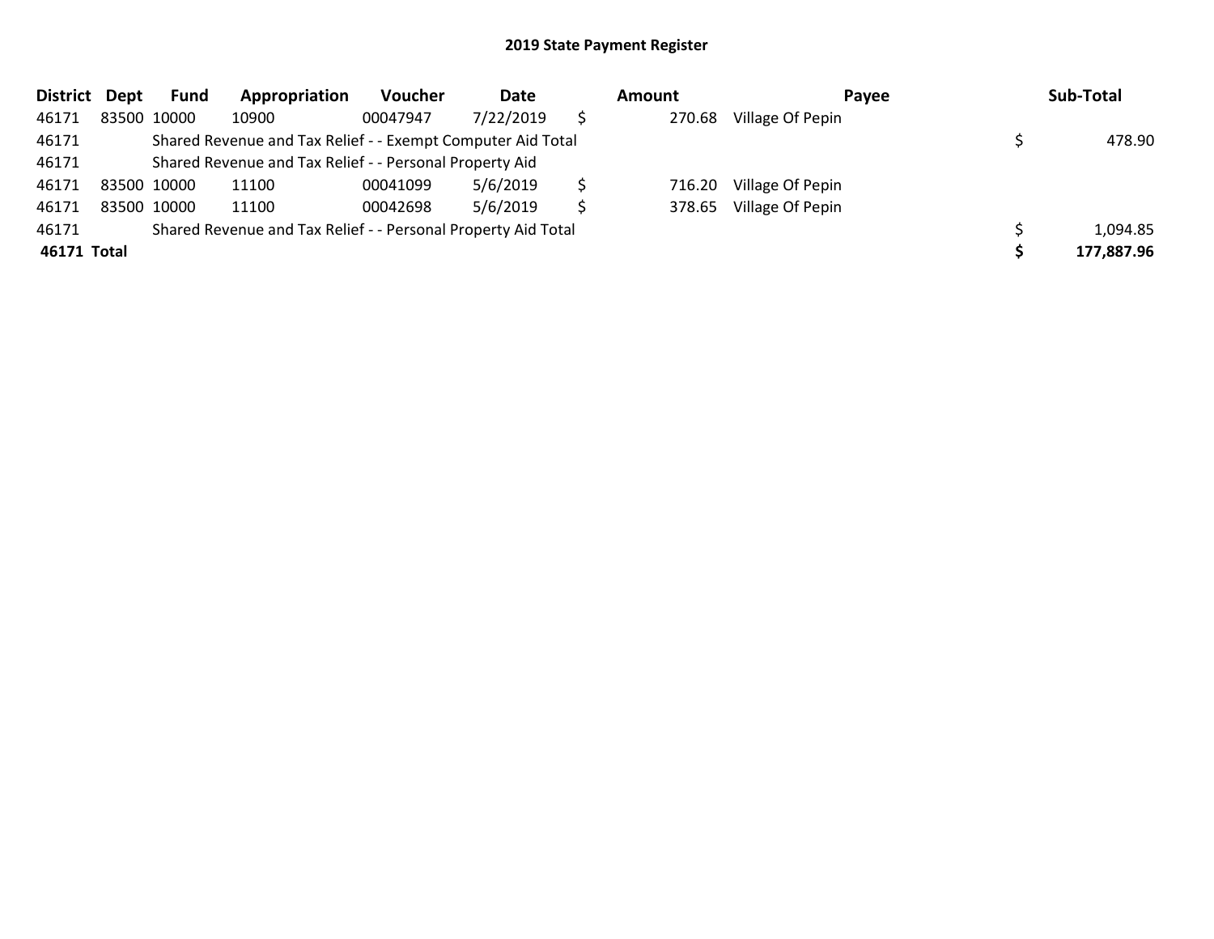## 2019 State Payment Register

| District | Dept | Fund | Appropriation | Voucher | Date | Amount | Payee | Sub-Total |
|---|---|---|---|---|---|---|---|---|
| 46171 | 83500 | 10000 | 10900 | 00047947 | 7/22/2019 | $ 270.68 | Village Of Pepin | |
| 46171 | | Shared Revenue and Tax Relief - - Exempt Computer Aid Total | | | | | | $ 478.90 |
| 46171 | | Shared Revenue and Tax Relief - - Personal Property Aid | | | | | | |
| 46171 | 83500 | 10000 | 11100 | 00041099 | 5/6/2019 | $ 716.20 | Village Of Pepin | |
| 46171 | 83500 | 10000 | 11100 | 00042698 | 5/6/2019 | $ 378.65 | Village Of Pepin | |
| 46171 | | Shared Revenue and Tax Relief - - Personal Property Aid Total | | | | | | $ 1,094.85 |
| **46171** | **Total** | | | | | | | **$ 177,887.96** |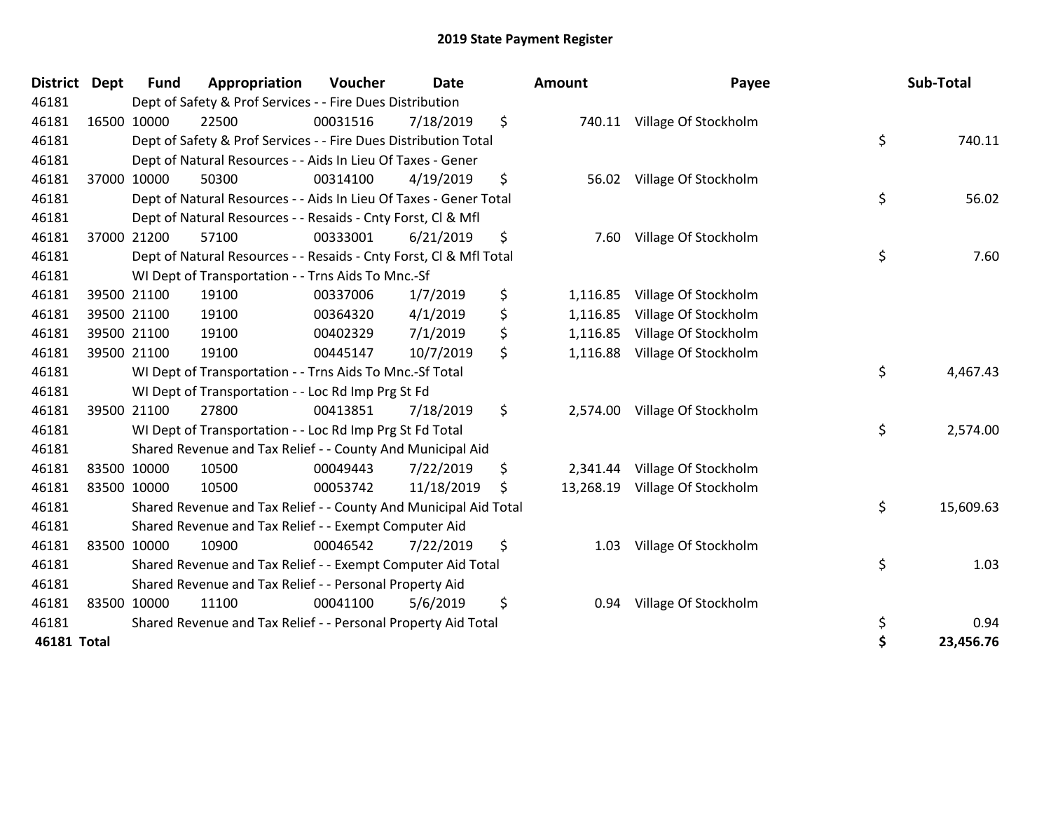# 2019 State Payment Register

| District | Dept | Fund | Appropriation | Voucher | Date | Amount | Payee | Sub-Total |
|---|---|---|---|---|---|---|---|---|
| 46181 | | Dept of Safety & Prof Services - - Fire Dues Distribution | | | | | | |
| 46181 | 16500 | 10000 | 22500 | 00031516 | 7/18/2019 | $ 740.11 | Village Of Stockholm | |
| 46181 | | Dept of Safety & Prof Services - - Fire Dues Distribution Total | | | | | | $ 740.11 |
| 46181 | | Dept of Natural Resources - - Aids In Lieu Of Taxes - Gener | | | | | | |
| 46181 | 37000 | 10000 | 50300 | 00314100 | 4/19/2019 | $ 56.02 | Village Of Stockholm | |
| 46181 | | Dept of Natural Resources - - Aids In Lieu Of Taxes - Gener Total | | | | | | $ 56.02 |
| 46181 | | Dept of Natural Resources - - Resaids - Cnty Forst, Cl & Mfl | | | | | | |
| 46181 | 37000 | 21200 | 57100 | 00333001 | 6/21/2019 | $ 7.60 | Village Of Stockholm | |
| 46181 | | Dept of Natural Resources - - Resaids - Cnty Forst, Cl & Mfl Total | | | | | | $ 7.60 |
| 46181 | | WI Dept of Transportation - - Trns Aids To Mnc.-Sf | | | | | | |
| 46181 | 39500 | 21100 | 19100 | 00337006 | 1/7/2019 | $ 1,116.85 | Village Of Stockholm | |
| 46181 | 39500 | 21100 | 19100 | 00364320 | 4/1/2019 | $ 1,116.85 | Village Of Stockholm | |
| 46181 | 39500 | 21100 | 19100 | 00402329 | 7/1/2019 | $ 1,116.85 | Village Of Stockholm | |
| 46181 | 39500 | 21100 | 19100 | 00445147 | 10/7/2019 | $ 1,116.88 | Village Of Stockholm | |
| 46181 | | WI Dept of Transportation - - Trns Aids To Mnc.-Sf Total | | | | | | $ 4,467.43 |
| 46181 | | WI Dept of Transportation - - Loc Rd Imp Prg St Fd | | | | | | |
| 46181 | 39500 | 21100 | 27800 | 00413851 | 7/18/2019 | $ 2,574.00 | Village Of Stockholm | |
| 46181 | | WI Dept of Transportation - - Loc Rd Imp Prg St Fd Total | | | | | | $ 2,574.00 |
| 46181 | | Shared Revenue and Tax Relief - - County And Municipal Aid | | | | | | |
| 46181 | 83500 | 10000 | 10500 | 00049443 | 7/22/2019 | $ 2,341.44 | Village Of Stockholm | |
| 46181 | 83500 | 10000 | 10500 | 00053742 | 11/18/2019 | $ 13,268.19 | Village Of Stockholm | |
| 46181 | | Shared Revenue and Tax Relief - - County And Municipal Aid Total | | | | | | $ 15,609.63 |
| 46181 | | Shared Revenue and Tax Relief - - Exempt Computer Aid | | | | | | |
| 46181 | 83500 | 10000 | 10900 | 00046542 | 7/22/2019 | $ 1.03 | Village Of Stockholm | |
| 46181 | | Shared Revenue and Tax Relief - - Exempt Computer Aid Total | | | | | | $ 1.03 |
| 46181 | | Shared Revenue and Tax Relief - - Personal Property Aid | | | | | | |
| 46181 | 83500 | 10000 | 11100 | 00041100 | 5/6/2019 | $ 0.94 | Village Of Stockholm | |
| 46181 | | Shared Revenue and Tax Relief - - Personal Property Aid Total | | | | | | $ 0.94 |
| **46181 Total** | | | | | | | | **$ 23,456.76** |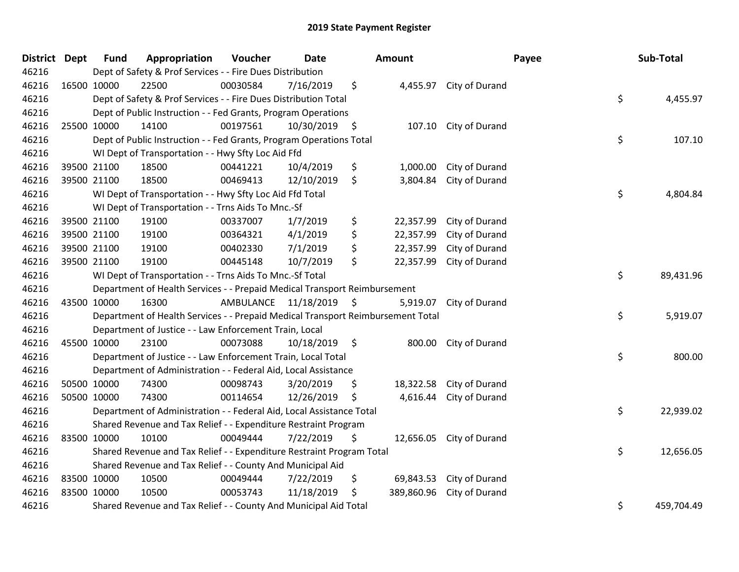# 2019 State Payment Register

| District | Dept | Fund | Appropriation | Voucher | Date | Amount | Payee | Sub-Total |
|---|---|---|---|---|---|---|---|---|
| 46216 | | Dept of Safety & Prof Services - - Fire Dues Distribution | | | | | | |
| 46216 | 16500 | 10000 | 22500 | 00030584 | 7/16/2019 | $ 4,455.97 | City of Durand | |
| 46216 | | Dept of Safety & Prof Services - - Fire Dues Distribution Total | | | | | | $ 4,455.97 |
| 46216 | | Dept of Public Instruction - - Fed Grants, Program Operations | | | | | | |
| 46216 | 25500 | 10000 | 14100 | 00197561 | 10/30/2019 | $ 107.10 | City of Durand | |
| 46216 | | Dept of Public Instruction - - Fed Grants, Program Operations Total | | | | | | $ 107.10 |
| 46216 | | WI Dept of Transportation - - Hwy Sfty Loc Aid Ffd | | | | | | |
| 46216 | 39500 | 21100 | 18500 | 00441221 | 10/4/2019 | $ 1,000.00 | City of Durand | |
| 46216 | 39500 | 21100 | 18500 | 00469413 | 12/10/2019 | $ 3,804.84 | City of Durand | |
| 46216 | | WI Dept of Transportation - - Hwy Sfty Loc Aid Ffd Total | | | | | | $ 4,804.84 |
| 46216 | | WI Dept of Transportation - - Trns Aids To Mnc.-Sf | | | | | | |
| 46216 | 39500 | 21100 | 19100 | 00337007 | 1/7/2019 | $ 22,357.99 | City of Durand | |
| 46216 | 39500 | 21100 | 19100 | 00364321 | 4/1/2019 | $ 22,357.99 | City of Durand | |
| 46216 | 39500 | 21100 | 19100 | 00402330 | 7/1/2019 | $ 22,357.99 | City of Durand | |
| 46216 | 39500 | 21100 | 19100 | 00445148 | 10/7/2019 | $ 22,357.99 | City of Durand | |
| 46216 | | WI Dept of Transportation - - Trns Aids To Mnc.-Sf Total | | | | | | $ 89,431.96 |
| 46216 | | Department of Health Services - - Prepaid Medical Transport Reimbursement | | | | | | |
| 46216 | 43500 | 10000 | 16300 | AMBULANCE | 11/18/2019 | $ 5,919.07 | City of Durand | |
| 46216 | | Department of Health Services - - Prepaid Medical Transport Reimbursement Total | | | | | | $ 5,919.07 |
| 46216 | | Department of Justice - - Law Enforcement Train, Local | | | | | | |
| 46216 | 45500 | 10000 | 23100 | 00073088 | 10/18/2019 | $ 800.00 | City of Durand | |
| 46216 | | Department of Justice - - Law Enforcement Train, Local Total | | | | | | $ 800.00 |
| 46216 | | Department of Administration - - Federal Aid, Local Assistance | | | | | | |
| 46216 | 50500 | 10000 | 74300 | 00098743 | 3/20/2019 | $ 18,322.58 | City of Durand | |
| 46216 | 50500 | 10000 | 74300 | 00114654 | 12/26/2019 | $ 4,616.44 | City of Durand | |
| 46216 | | Department of Administration - - Federal Aid, Local Assistance Total | | | | | | $ 22,939.02 |
| 46216 | | Shared Revenue and Tax Relief - - Expenditure Restraint Program | | | | | | |
| 46216 | 83500 | 10000 | 10100 | 00049444 | 7/22/2019 | $ 12,656.05 | City of Durand | |
| 46216 | | Shared Revenue and Tax Relief - - Expenditure Restraint Program Total | | | | | | $ 12,656.05 |
| 46216 | | Shared Revenue and Tax Relief - - County And Municipal Aid | | | | | | |
| 46216 | 83500 | 10000 | 10500 | 00049444 | 7/22/2019 | $ 69,843.53 | City of Durand | |
| 46216 | 83500 | 10000 | 10500 | 00053743 | 11/18/2019 | $ 389,860.96 | City of Durand | |
| 46216 | | Shared Revenue and Tax Relief - - County And Municipal Aid Total | | | | | | $ 459,704.49 |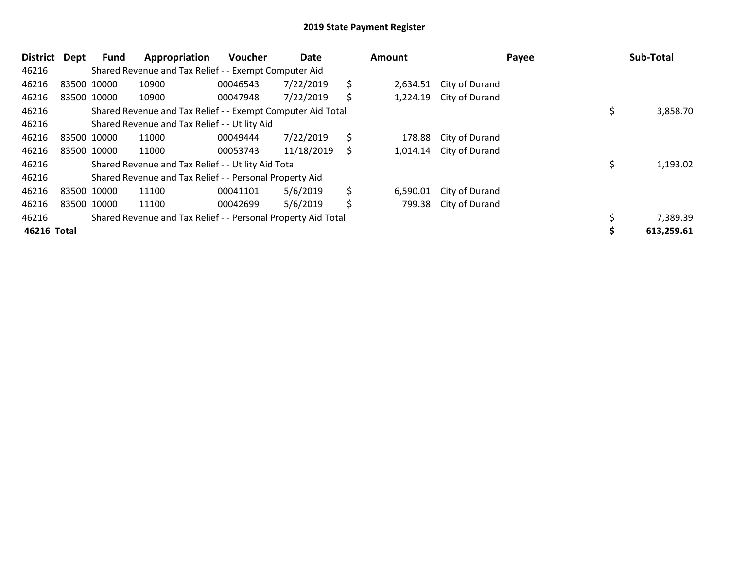## 2019 State Payment Register

| District | Dept | Fund | Appropriation | Voucher | Date | Amount | Payee | Sub-Total |
|---|---|---|---|---|---|---|---|---|
| 46216 | | Shared Revenue and Tax Relief - - Exempt Computer Aid | | | | | | |
| 46216 | 83500 | 10000 | 10900 | 00046543 | 7/22/2019 | $ 2,634.51 | City of Durand | |
| 46216 | 83500 | 10000 | 10900 | 00047948 | 7/22/2019 | $ 1,224.19 | City of Durand | |
| 46216 | | Shared Revenue and Tax Relief - - Exempt Computer Aid Total | | | | | | $ 3,858.70 |
| 46216 | | Shared Revenue and Tax Relief - - Utility Aid | | | | | | |
| 46216 | 83500 | 10000 | 11000 | 00049444 | 7/22/2019 | $ 178.88 | City of Durand | |
| 46216 | 83500 | 10000 | 11000 | 00053743 | 11/18/2019 | $ 1,014.14 | City of Durand | |
| 46216 | | Shared Revenue and Tax Relief - - Utility Aid Total | | | | | | $ 1,193.02 |
| 46216 | | Shared Revenue and Tax Relief - - Personal Property Aid | | | | | | |
| 46216 | 83500 | 10000 | 11100 | 00041101 | 5/6/2019 | $ 6,590.01 | City of Durand | |
| 46216 | 83500 | 10000 | 11100 | 00042699 | 5/6/2019 | $ 799.38 | City of Durand | |
| 46216 | | Shared Revenue and Tax Relief - - Personal Property Aid Total | | | | | | $ 7,389.39 |
| **46216 Total** | | | | | | | | **$ 613,259.61** |